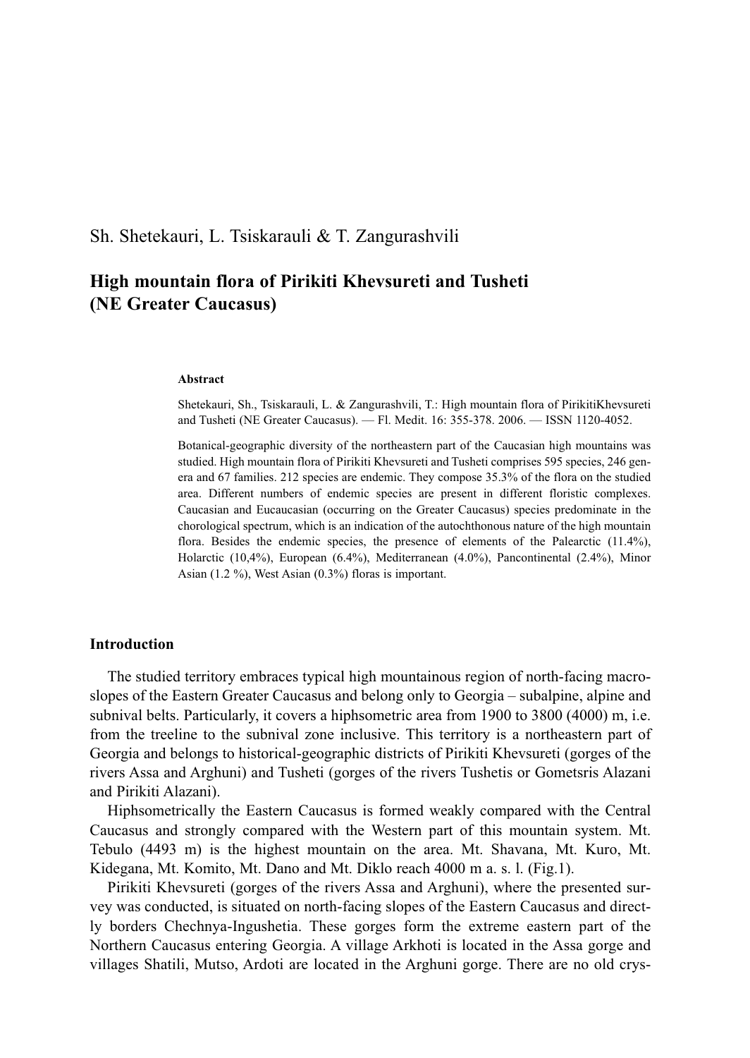Sh. Shetekauri, L. Tsiskarauli & T. Zangurashvili

# High mountain flora of Pirikiti Khevsureti and Tusheti (NE Greater Caucasus)

**Abstract**

Shetekauri, Sh., Tsiskarauli, L. & Zangurashvili, T.: High mountain flora of PirikitiKhevsureti and Tusheti (NE Greater Caucasus). — Fl. Medit. 16: 355-378. 2006. — ISSN 1120-4052.

Botanical-geographic diversity of the northeastern part of the Caucasian high mountains was studied. High mountain flora of Pirikiti Khevsureti and Tusheti comprises 595 species, 246 genera and 67 families. 212 species are endemic. They compose 35.3% of the flora on the studied area. Different numbers of endemic species are present in different floristic complexes. Caucasian and Eucaucasian (occurring on the Greater Caucasus) species predominate in the chorological spectrum, which is an indication of the autochthonous nature of the high mountain flora. Besides the endemic species, the presence of elements of the Palearctic (11.4%), Holarctic (10,4%), European (6.4%), Mediterranean (4.0%), Pancontinental (2.4%), Minor Asian (1.2 %), West Asian (0.3%) floras is important.

## Introduction

The studied territory embraces typical high mountainous region of north-facing macroslopes of the Eastern Greater Caucasus and belong only to Georgia – subalpine, alpine and subnival belts. Particularly, it covers a hiphsometric area from 1900 to 3800 (4000) m, i.e. from the treeline to the subnival zone inclusive. This territory is a northeastern part of Georgia and belongs to historical-geographic districts of Pirikiti Khevsureti (gorges of the rivers Assa and Arghuni) and Tusheti (gorges of the rivers Tushetis or Gometsris Alazani and Pirikiti Alazani).

Hiphsometrically the Eastern Caucasus is formed weakly compared with the Central Caucasus and strongly compared with the Western part of this mountain system. Mt. Tebulo (4493 m) is the highest mountain on the area. Mt. Shavana, Mt. Kuro, Mt. Kidegana, Mt. Komito, Mt. Dano and Mt. Diklo reach 4000 m a. s. l. (Fig.1).

Pirikiti Khevsureti (gorges of the rivers Assa and Arghuni), where the presented survey was conducted, is situated on north-facing slopes of the Eastern Caucasus and directly borders Chechnya-Ingushetia. These gorges form the extreme eastern part of the Northern Caucasus entering Georgia. A village Arkhoti is located in the Assa gorge and villages Shatili, Mutso, Ardoti are located in the Arghuni gorge. There are no old crys-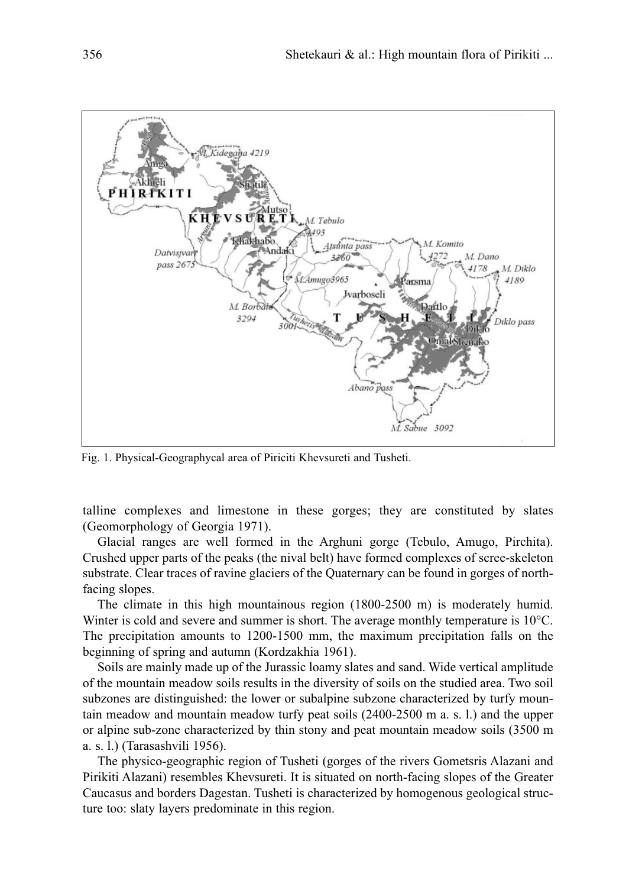Fig. 1. Physical-Geographycal area of Piriciti Khevsureti and Tusheti.

talline complexes and limestone in these gorges; they are constituted by slates (Geomorphology of Georgia 1971).

Glacial ranges are well formed in the Arghuni gorge (Tebulo, Amugo, Pirchita). Crushed upper parts of the peaks (the nival belt) have formed complexes of scree-skeleton substrate. Clear traces of ravine glaciers of the Quaternary can be found in gorges of north-facing slopes.

The climate in this high mountainous region (1800-2500 m) is moderately humid. Winter is cold and severe and summer is short. The average monthly temperature is 10°C. The precipitation amounts to 1200-1500 mm, the maximum precipitation falls on the beginning of spring and autumn (Kordzakhia 1961).

Soils are mainly made up of the Jurassic loamy slates and sand. Wide vertical amplitude of the mountain meadow soils results in the diversity of soils on the studied area. Two soil subzones are distinguished: the lower or subalpine subzone characterized by turfy mountain meadow and mountain meadow turfy peat soils (2400-2500 m a. s. l.) and the upper or alpine sub-zone characterized by thin stony and peat mountain meadow soils (3500 m a. s. l.) (Tarasashvili 1956).

The physico-geographic region of Tusheti (gorges of the rivers Gometsris Alazani and Pirikiti Alazani) resembles Khevsureti. It is situated on north-facing slopes of the Greater Caucasus and borders Dagestan. Tusheti is characterized by homogenous geological structure too: slaty layers predominate in this region.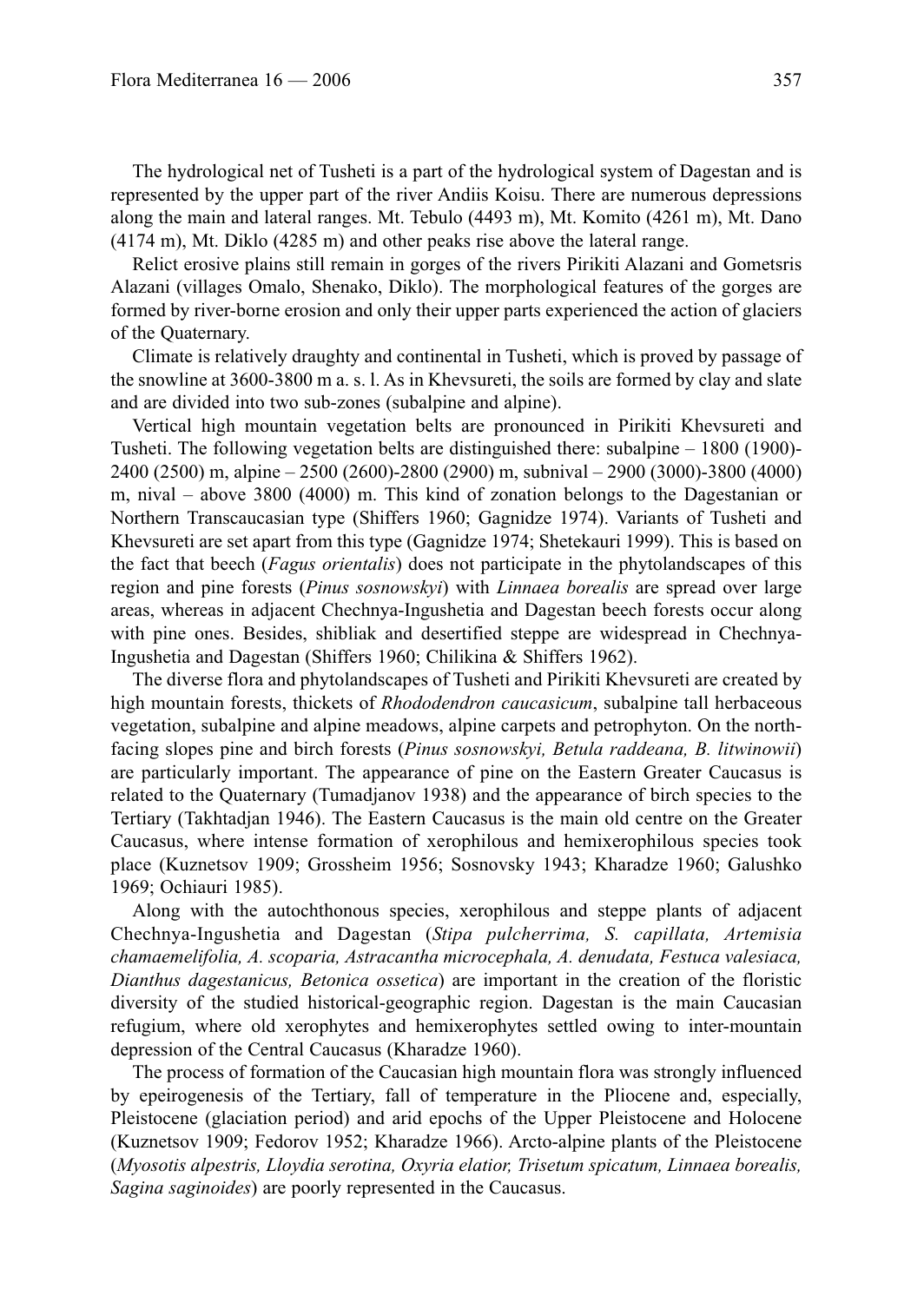The hydrological net of Tusheti is a part of the hydrological system of Dagestan and is represented by the upper part of the river Andiis Koisu. There are numerous depressions along the main and lateral ranges. Mt. Tebulo (4493 m), Mt. Komito (4261 m), Mt. Dano (4174 m), Mt. Diklo (4285 m) and other peaks rise above the lateral range.

Relict erosive plains still remain in gorges of the rivers Pirikiti Alazani and Gometsris Alazani (villages Omalo, Shenako, Diklo). The morphological features of the gorges are formed by river-borne erosion and only their upper parts experienced the action of glaciers of the Quaternary.

Climate is relatively draughty and continental in Tusheti, which is proved by passage of the snowline at 3600-3800 m a. s. l. As in Khevsureti, the soils are formed by clay and slate and are divided into two sub-zones (subalpine and alpine).

Vertical high mountain vegetation belts are pronounced in Pirikiti Khevsureti and Tusheti. The following vegetation belts are distinguished there: subalpine – 1800 (1900)-2400 (2500) m, alpine – 2500 (2600)-2800 (2900) m, subnival – 2900 (3000)-3800 (4000) m, nival – above 3800 (4000) m. This kind of zonation belongs to the Dagestanian or Northern Transcaucasian type (Shiffers 1960; Gagnidze 1974). Variants of Tusheti and Khevsureti are set apart from this type (Gagnidze 1974; Shetekauri 1999). This is based on the fact that beech (*Fagus orientalis*) does not participate in the phytolandscapes of this region and pine forests (*Pinus sosnowskyi*) with *Linnaea borealis* are spread over large areas, whereas in adjacent Chechnya-Ingushetia and Dagestan beech forests occur along with pine ones. Besides, shibliak and desertified steppe are widespread in Chechnya-Ingushetia and Dagestan (Shiffers 1960; Chilikina & Shiffers 1962).

The diverse flora and phytolandscapes of Tusheti and Pirikiti Khevsureti are created by high mountain forests, thickets of *Rhododendron caucasicum*, subalpine tall herbaceous vegetation, subalpine and alpine meadows, alpine carpets and petrophyton. On the north-facing slopes pine and birch forests (*Pinus sosnowskyi, Betula raddeana, B. litwinowii*) are particularly important. The appearance of pine on the Eastern Greater Caucasus is related to the Quaternary (Tumadjanov 1938) and the appearance of birch species to the Tertiary (Takhtadjan 1946). The Eastern Caucasus is the main old centre on the Greater Caucasus, where intense formation of xerophilous and hemixerophilous species took place (Kuznetsov 1909; Grossheim 1956; Sosnovsky 1943; Kharadze 1960; Galushko 1969; Ochiauri 1985).

Along with the autochthonous species, xerophilous and steppe plants of adjacent Chechnya-Ingushetia and Dagestan (*Stipa pulcherrima, S. capillata, Artemisia chamaemelifolia, A. scoparia, Astracantha microcephala, A. denudata, Festuca valesiaca, Dianthus dagestanicus, Betonica ossetica*) are important in the creation of the floristic diversity of the studied historical-geographic region. Dagestan is the main Caucasian refugium, where old xerophytes and hemixerophytes settled owing to inter-mountain depression of the Central Caucasus (Kharadze 1960).

The process of formation of the Caucasian high mountain flora was strongly influenced by epeirogenesis of the Tertiary, fall of temperature in the Pliocene and, especially, Pleistocene (glaciation period) and arid epochs of the Upper Pleistocene and Holocene (Kuznetsov 1909; Fedorov 1952; Kharadze 1966). Arcto-alpine plants of the Pleistocene (*Myosotis alpestris, Lloydia serotina, Oxyria elatior, Trisetum spicatum, Linnaea borealis, Sagina saginoides*) are poorly represented in the Caucasus.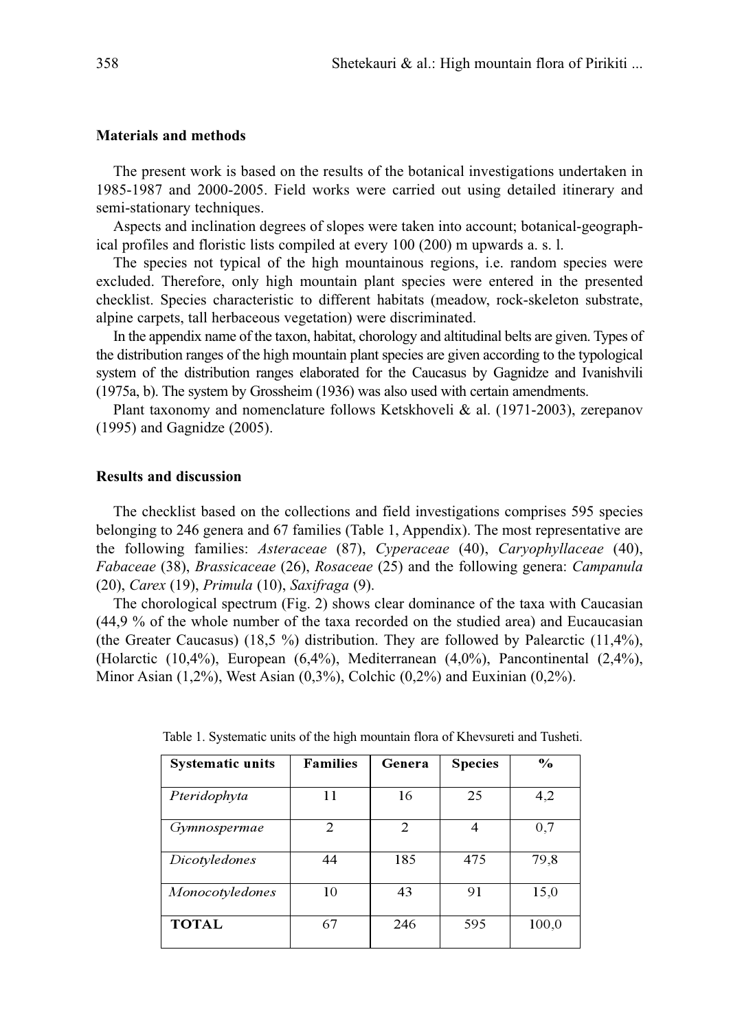## Materials and methods

The present work is based on the results of the botanical investigations undertaken in 1985-1987 and 2000-2005. Field works were carried out using detailed itinerary and semi-stationary techniques.

Aspects and inclination degrees of slopes were taken into account; botanical-geographical profiles and floristic lists compiled at every 100 (200) m upwards a. s. l.

The species not typical of the high mountainous regions, i.e. random species were excluded. Therefore, only high mountain plant species were entered in the presented checklist. Species characteristic to different habitats (meadow, rock-skeleton substrate, alpine carpets, tall herbaceous vegetation) were discriminated.

In the appendix name of the taxon, habitat, chorology and altitudinal belts are given. Types of the distribution ranges of the high mountain plant species are given according to the typological system of the distribution ranges elaborated for the Caucasus by Gagnidze and Ivanishvili (1975a, b). The system by Grossheim (1936) was also used with certain amendments.

Plant taxonomy and nomenclature follows Ketskhoveli & al. (1971-2003), zerepanov (1995) and Gagnidze (2005).

## Results and discussion

The checklist based on the collections and field investigations comprises 595 species belonging to 246 genera and 67 families (Table 1, Appendix). The most representative are the following families: *Asteraceae* (87), *Cyperaceae* (40), *Caryophyllaceae* (40), *Fabaceae* (38), *Brassicaceae* (26), *Rosaceae* (25) and the following genera: *Campanula* (20), *Carex* (19), *Primula* (10), *Saxifraga* (9).

The chorological spectrum (Fig. 2) shows clear dominance of the taxa with Caucasian (44,9 % of the whole number of the taxa recorded on the studied area) and Eucaucasian (the Greater Caucasus) (18,5 %) distribution. They are followed by Palearctic (11,4%), (Holarctic (10,4%), European (6,4%), Mediterranean (4,0%), Pancontinental (2,4%), Minor Asian (1,2%), West Asian (0,3%), Colchic (0,2%) and Euxinian (0,2%).

Table 1. Systematic units of the high mountain flora of Khevsureti and Tusheti.

| Systematic units | Families | Genera | Species | % |
|---|---|---|---|---|
| *Pteridophyta* | 11 | 16 | 25 | 4,2 |
| *Gymnospermae* | 2 | 2 | 4 | 0,7 |
| *Dicotyledones* | 44 | 185 | 475 | 79,8 |
| *Monocotyledones* | 10 | 43 | 91 | 15,0 |
| **TOTAL** | 67 | 246 | 595 | 100,0 |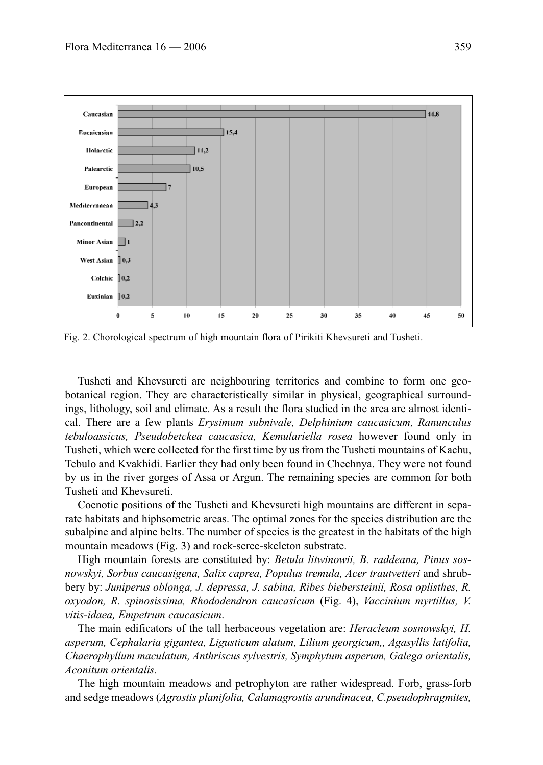Fig. 2. Chorological spectrum of high mountain flora of Pirikiti Khevsureti and Tusheti.

Tusheti and Khevsureti are neighbouring territories and combine to form one geobotanical region. They are characteristically similar in physical, geographical surroundings, lithology, soil and climate. As a result the flora studied in the area are almost identical. There are a few plants *Erysimum subnivale, Delphinium caucasicum, Ranunculus tebuloassicus, Pseudobetckea caucasica, Kemulariella rosea* however found only in Tusheti, which were collected for the first time by us from the Tusheti mountains of Kachu, Tebulo and Kvakhidi. Earlier they had only been found in Chechnya. They were not found by us in the river gorges of Assa or Argun. The remaining species are common for both Tusheti and Khevsureti.

Coenotic positions of the Tusheti and Khevsureti high mountains are different in separate habitats and hiphsometric areas. The optimal zones for the species distribution are the subalpine and alpine belts. The number of species is the greatest in the habitats of the high mountain meadows (Fig. 3) and rock-scree-skeleton substrate.

High mountain forests are constituted by: *Betula litwinowii, B. raddeana, Pinus sosnowskyi, Sorbus caucasigena, Salix caprea, Populus tremula, Acer trautvetteri* and shrubbery by: *Juniperus oblonga, J. depressa, J. sabina, Ribes biebersteinii, Rosa oplisthes, R. oxyodon, R. spinosissima, Rhododendron caucasicum* (Fig. 4), *Vaccinium myrtillus, V. vitis-idaea, Empetrum caucasicum*.

The main edificators of the tall herbaceous vegetation are: *Heracleum sosnowskyi, H. asperum, Cephalaria gigantea, Ligusticum alatum, Lilium georgicum,, Agasyllis latifolia, Chaerophyllum maculatum, Anthriscus sylvestris, Symphytum asperum, Galega orientalis, Aconitum orientalis.*

The high mountain meadows and petrophyton are rather widespread. Forb, grass-forb and sedge meadows (*Agrostis planifolia, Calamagrostis arundinacea, C.pseudophragmites,*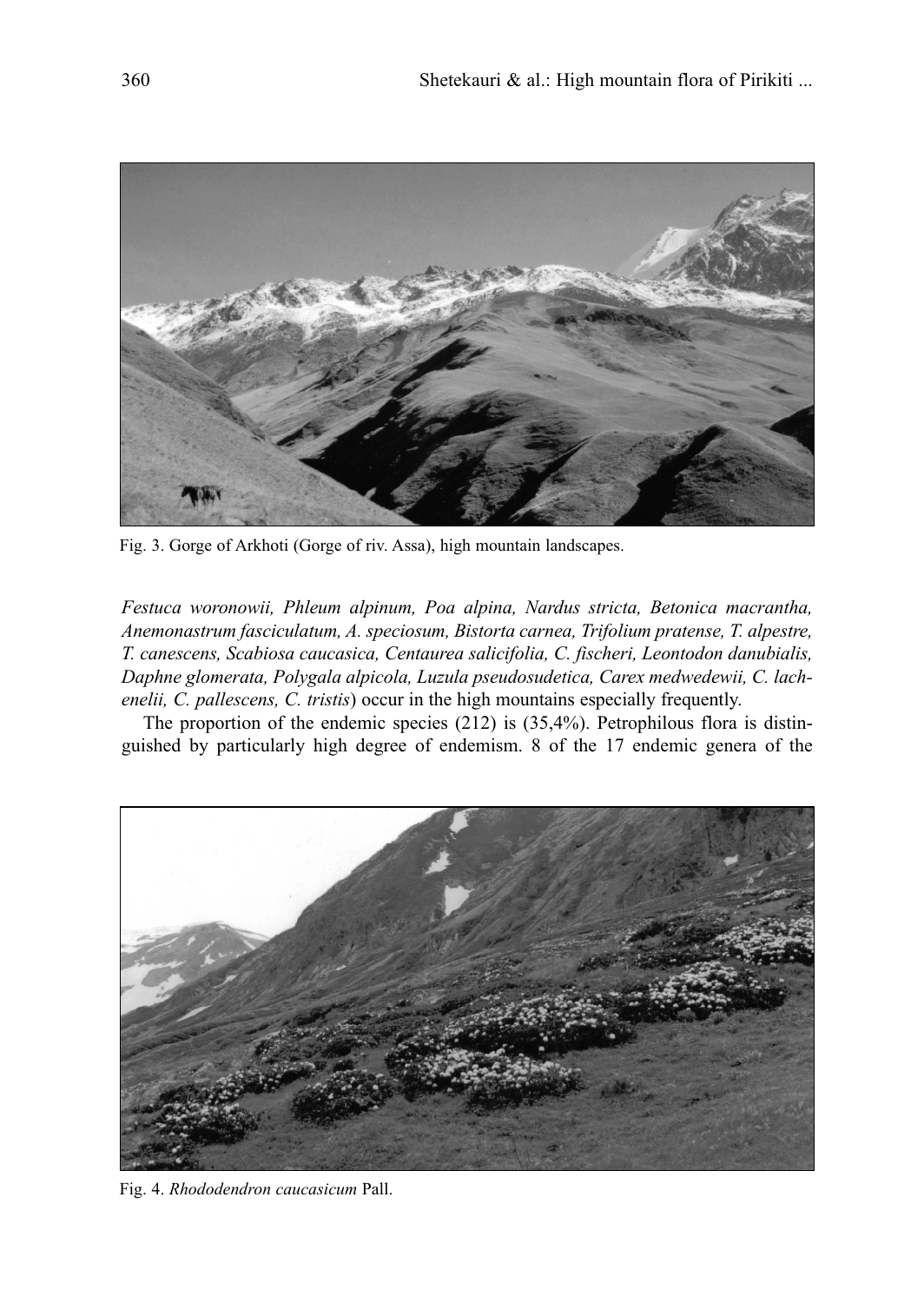Fig. 3. Gorge of Arkhoti (Gorge of riv. Assa), high mountain landscapes.

*Festuca woronowii, Phleum alpinum, Poa alpina, Nardus stricta, Betonica macrantha, Anemonastrum fasciculatum, A. speciosum, Bistorta carnea, Trifolium pratense, T. alpestre, T. canescens, Scabiosa caucasica, Centaurea salicifolia, C. fischeri, Leontodon danubialis, Daphne glomerata, Polygala alpicola, Luzula pseudosudetica, Carex medwedewii, C. lachenelii, C. pallescens, C. tristis*) occur in the high mountains especially frequently.

The proportion of the endemic species (212) is (35,4%). Petrophilous flora is distinguished by particularly high degree of endemism. 8 of the 17 endemic genera of the

Fig. 4. *Rhododendron caucasicum* Pall.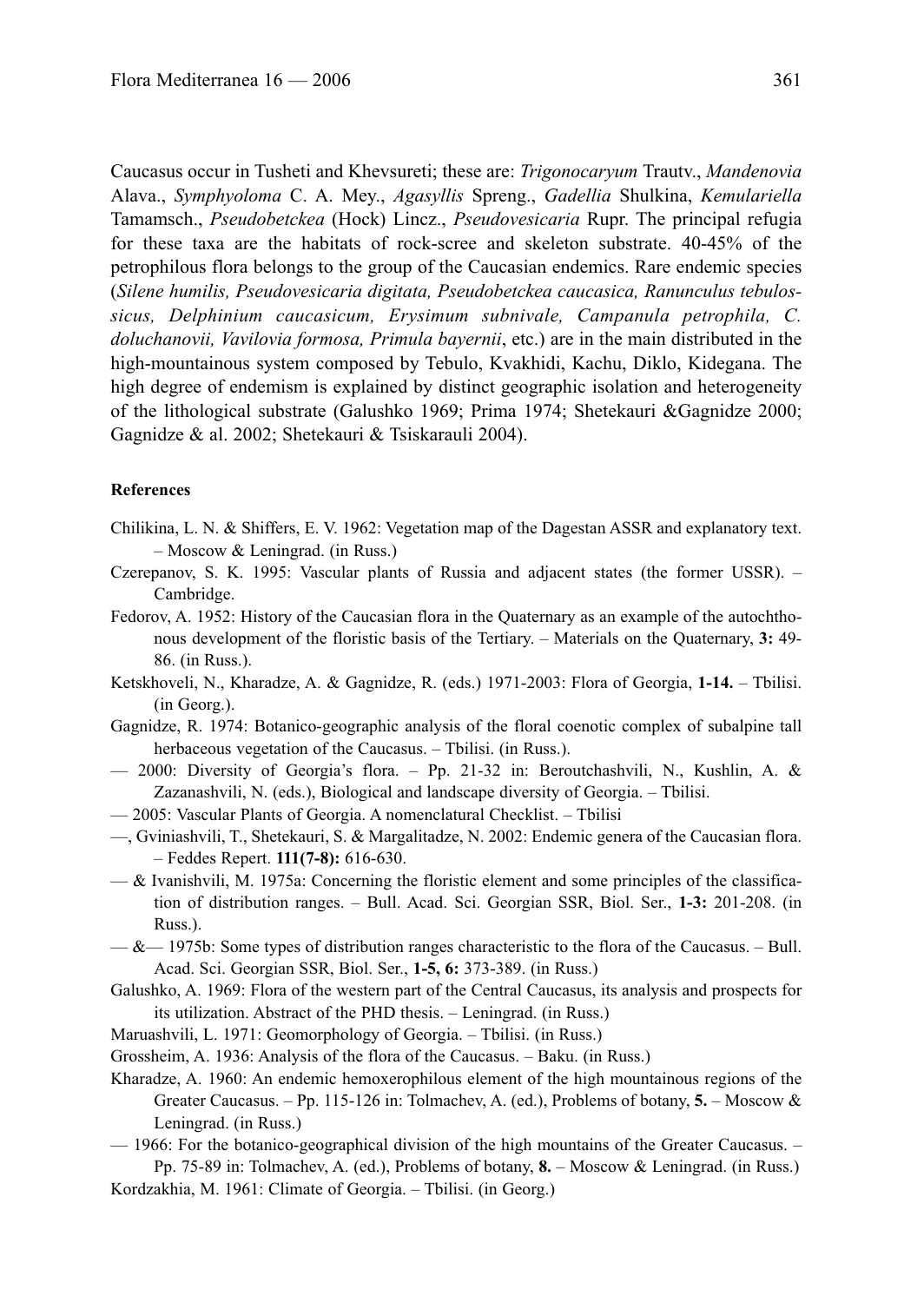Caucasus occur in Tusheti and Khevsureti; these are: *Trigonocaryum* Trautv., *Mandenovia* Alava., *Symphyoloma* C. A. Mey., *Agasyllis* Spreng., *Gadellia* Shulkina, *Kemulariella* Tamamsch., *Pseudobetckea* (Hock) Lincz., *Pseudovesicaria* Rupr. The principal refugia for these taxa are the habitats of rock-scree and skeleton substrate. 40-45% of the petrophilous flora belongs to the group of the Caucasian endemics. Rare endemic species (*Silene humilis, Pseudovesicaria digitata, Pseudobetckea caucasica, Ranunculus tebulossicus, Delphinium caucasicum, Erysimum subnivale, Campanula petrophila, C. doluchanovii, Vavilovia formosa, Primula bayernii*, etc.) are in the main distributed in the high-mountainous system composed by Tebulo, Kvakhidi, Kachu, Diklo, Kidegana. The high degree of endemism is explained by distinct geographic isolation and heterogeneity of the lithological substrate (Galushko 1969; Prima 1974; Shetekauri &Gagnidze 2000; Gagnidze & al. 2002; Shetekauri & Tsiskarauli 2004).

#### References

Chilikina, L. N. & Shiffers, E. V. 1962: Vegetation map of the Dagestan ASSR and explanatory text. – Moscow & Leningrad. (in Russ.)

Czerepanov, S. K. 1995: Vascular plants of Russia and adjacent states (the former USSR). – Cambridge.

Fedorov, A. 1952: History of the Caucasian flora in the Quaternary as an example of the autochthonous development of the floristic basis of the Tertiary. – Materials on the Quaternary, **3:** 49-86. (in Russ.).

Ketskhoveli, N., Kharadze, A. & Gagnidze, R. (eds.) 1971-2003: Flora of Georgia, **1-14.** – Tbilisi. (in Georg.).

Gagnidze, R. 1974: Botanico-geographic analysis of the floral coenotic complex of subalpine tall herbaceous vegetation of the Caucasus. – Tbilisi. (in Russ.).

— 2000: Diversity of Georgia's flora. – Pp. 21-32 in: Beroutchashvili, N., Kushlin, A. & Zazanashvili, N. (eds.), Biological and landscape diversity of Georgia. – Tbilisi.

— 2005: Vascular Plants of Georgia. A nomenclatural Checklist. – Tbilisi

—, Gviniashvili, T., Shetekauri, S. & Margalitadze, N. 2002: Endemic genera of the Caucasian flora. – Feddes Repert. **111(7-8):** 616-630.

— & Ivanishvili, M. 1975a: Concerning the floristic element and some principles of the classification of distribution ranges. – Bull. Acad. Sci. Georgian SSR, Biol. Ser., **1-3:** 201-208. (in Russ.).

— &— 1975b: Some types of distribution ranges characteristic to the flora of the Caucasus. – Bull. Acad. Sci. Georgian SSR, Biol. Ser., **1-5, 6:** 373-389. (in Russ.)

Galushko, A. 1969: Flora of the western part of the Central Caucasus, its analysis and prospects for its utilization. Abstract of the PHD thesis. – Leningrad. (in Russ.)

Maruashvili, L. 1971: Geomorphology of Georgia. – Tbilisi. (in Russ.)

Grossheim, A. 1936: Analysis of the flora of the Caucasus. – Baku. (in Russ.)

Kharadze, A. 1960: An endemic hemoxerophilous element of the high mountainous regions of the Greater Caucasus. – Pp. 115-126 in: Tolmachev, A. (ed.), Problems of botany, **5.** – Moscow & Leningrad. (in Russ.)

— 1966: For the botanico-geographical division of the high mountains of the Greater Caucasus. – Pp. 75-89 in: Tolmachev, A. (ed.), Problems of botany, **8.** – Moscow & Leningrad. (in Russ.)

Kordzakhia, M. 1961: Climate of Georgia. – Tbilisi. (in Georg.)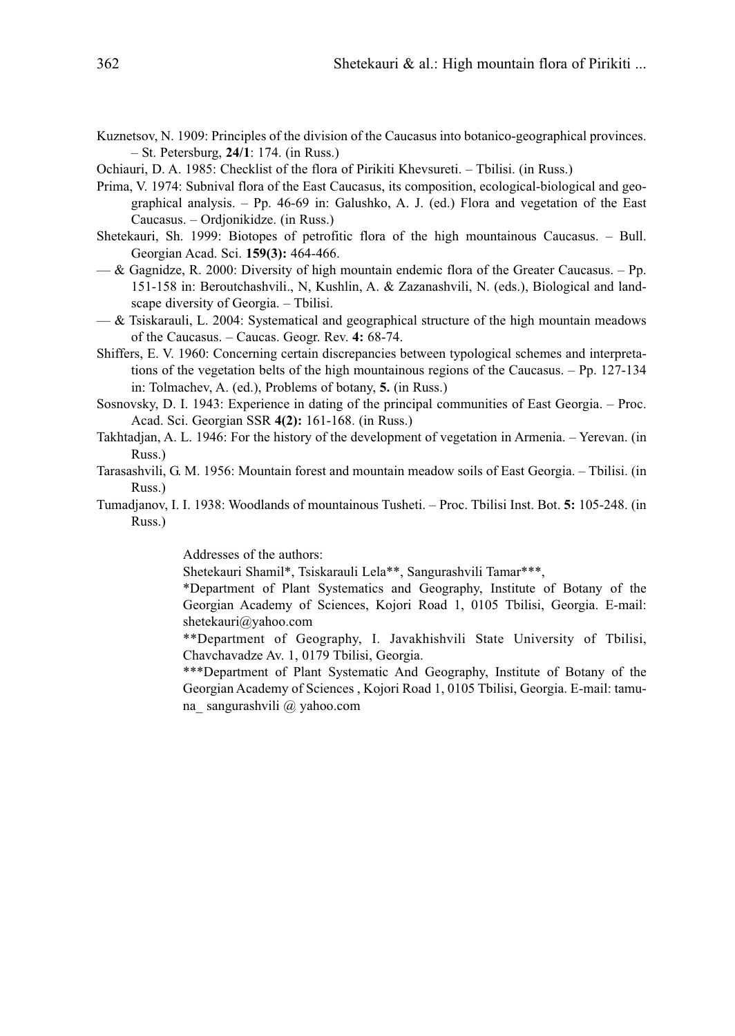Kuznetsov, N. 1909: Principles of the division of the Caucasus into botanico-geographical provinces. – St. Petersburg, **24/1**: 174. (in Russ.)

Ochiauri, D. A. 1985: Checklist of the flora of Pirikiti Khevsureti. – Tbilisi. (in Russ.)

Prima, V. 1974: Subnival flora of the East Caucasus, its composition, ecological-biological and geographical analysis. – Pp. 46-69 in: Galushko, A. J. (ed.) Flora and vegetation of the East Caucasus. – Ordjonikidze. (in Russ.)

Shetekauri, Sh. 1999: Biotopes of petrofitic flora of the high mountainous Caucasus. – Bull. Georgian Acad. Sci. **159(3):** 464-466.

— & Gagnidze, R. 2000: Diversity of high mountain endemic flora of the Greater Caucasus. – Pp. 151-158 in: Beroutchashvili., N, Kushlin, A. & Zazanashvili, N. (eds.), Biological and landscape diversity of Georgia. – Tbilisi.

— & Tsiskarauli, L. 2004: Systematical and geographical structure of the high mountain meadows of the Caucasus. – Caucas. Geogr. Rev. **4:** 68-74.

Shiffers, E. V. 1960: Concerning certain discrepancies between typological schemes and interpretations of the vegetation belts of the high mountainous regions of the Caucasus. – Pp. 127-134 in: Tolmachev, A. (ed.), Problems of botany, **5.** (in Russ.)

Sosnovsky, D. I. 1943: Experience in dating of the principal communities of East Georgia. – Proc. Acad. Sci. Georgian SSR **4(2):** 161-168. (in Russ.)

Takhtadjan, A. L. 1946: For the history of the development of vegetation in Armenia. – Yerevan. (in Russ.)

Tarasashvili, G. M. 1956: Mountain forest and mountain meadow soils of East Georgia. – Tbilisi. (in Russ.)

Tumadjanov, I. I. 1938: Woodlands of mountainous Tusheti. – Proc. Tbilisi Inst. Bot. **5:** 105-248. (in Russ.)

Addresses of the authors:

Shetekauri Shamil*, Tsiskarauli Lela**, Sangurashvili Tamar***,

*Department of Plant Systematics and Geography, Institute of Botany of the Georgian Academy of Sciences, Kojori Road 1, 0105 Tbilisi, Georgia. E-mail: shetekauri@yahoo.com

**Department of Geography, I. Javakhishvili State University of Tbilisi, Chavchavadze Av. 1, 0179 Tbilisi, Georgia.

***Department of Plant Systematic And Geography, Institute of Botany of the Georgian Academy of Sciences , Kojori Road 1, 0105 Tbilisi, Georgia. E-mail: tamuna_ sangurashvili @ yahoo.com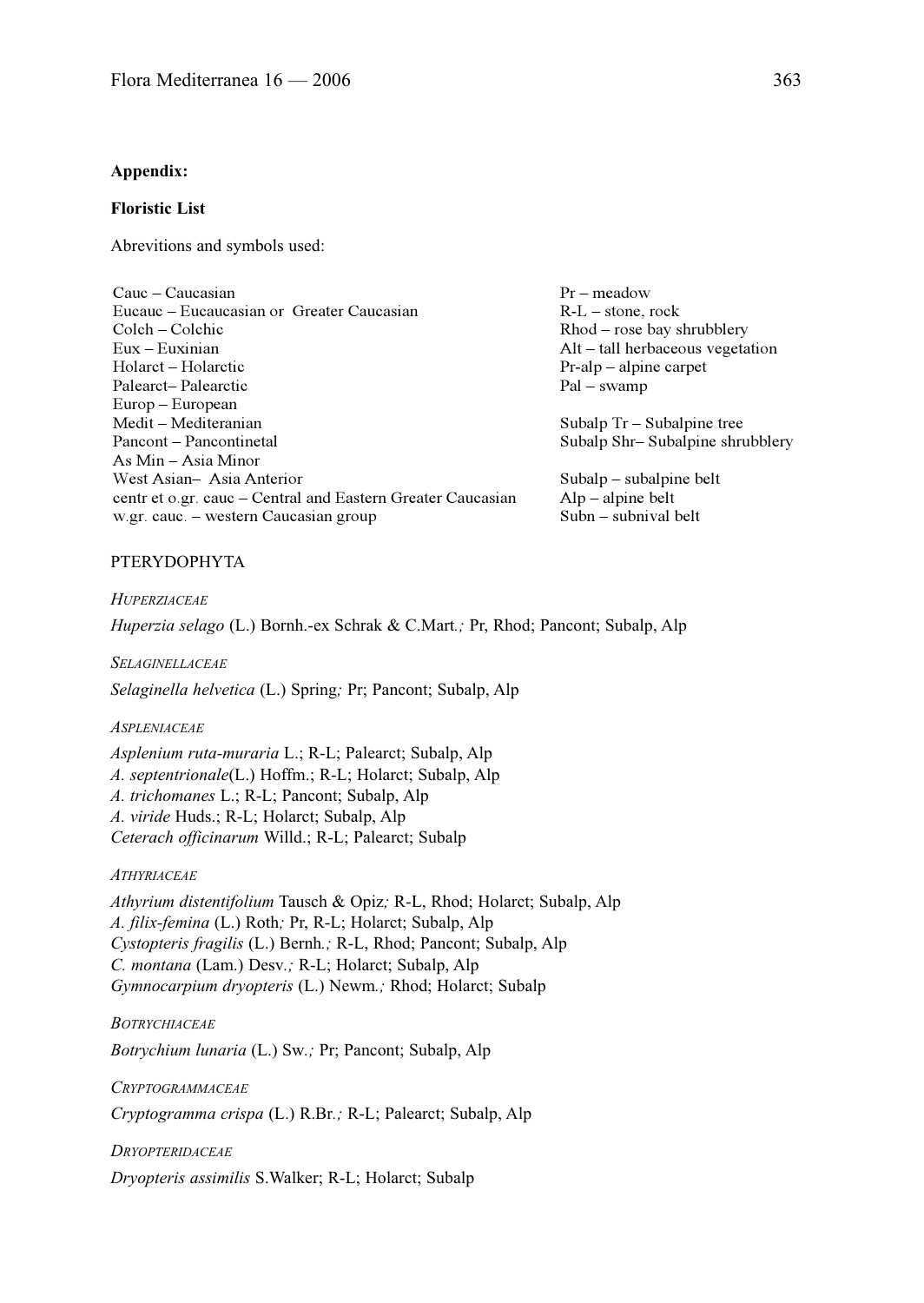**Appendix:**

**Floristic List**

Abrevitions and symbols used:

Cauc – Caucasian
Eucauc – Eucaucasian or Greater Caucasian
Colch – Colchic
Eux – Euxinian
Holarct – Holarctic
Palearct– Palearctic
Europ – European
Medit – Mediteranian
Pancont – Pancontinetal
As Min – Asia Minor
West Asian– Asia Anterior
centr et o.gr. cauc – Central and Eastern Greater Caucasian
w.gr. cauc. – western Caucasian group

Pr – meadow
R-L – stone, rock
Rhod – rose bay shrubblery
Alt – tall herbaceous vegetation
Pr-alp – alpine carpet
Pal – swamp

Subalp Tr – Subalpine tree
Subalp Shr– Subalpine shrubblery

Subalp – subalpine belt
Alp – alpine belt
Subn – subnival belt

PTERYDOPHYTA

*Huperziaceae*

*Huperzia selago* (L.) Bornh.-ex Schrak & C.Mart.; Pr, Rhod; Pancont; Subalp, Alp

*Selaginellaceae*

*Selaginella helvetica* (L.) Spring; Pr; Pancont; Subalp, Alp

*Aspleniaceae*

*Asplenium ruta-muraria* L.; R-L; Palearct; Subalp, Alp
*A. septentrionale*(L.) Hoffm.; R-L; Holarct; Subalp, Alp
*A. trichomanes* L.; R-L; Pancont; Subalp, Alp
*A. viride* Huds.; R-L; Holarct; Subalp, Alp
*Ceterach officinarum* Willd.; R-L; Palearct; Subalp

*Athyriaceae*

*Athyrium distentifolium* Tausch & Opiz; R-L, Rhod; Holarct; Subalp, Alp
*A. filix-femina* (L.) Roth; Pr, R-L; Holarct; Subalp, Alp
*Cystopteris fragilis* (L.) Bernh.; R-L, Rhod; Pancont; Subalp, Alp
*C. montana* (Lam.) Desv.; R-L; Holarct; Subalp, Alp
*Gymnocarpium dryopteris* (L.) Newm.; Rhod; Holarct; Subalp

*Botrychiaceae*

*Botrychium lunaria* (L.) Sw.; Pr; Pancont; Subalp, Alp

*Cryptogrammaceae*

*Cryptogramma crispa* (L.) R.Br.; R-L; Palearct; Subalp, Alp

*Dryopteridaceae*

*Dryopteris assimilis* S.Walker; R-L; Holarct; Subalp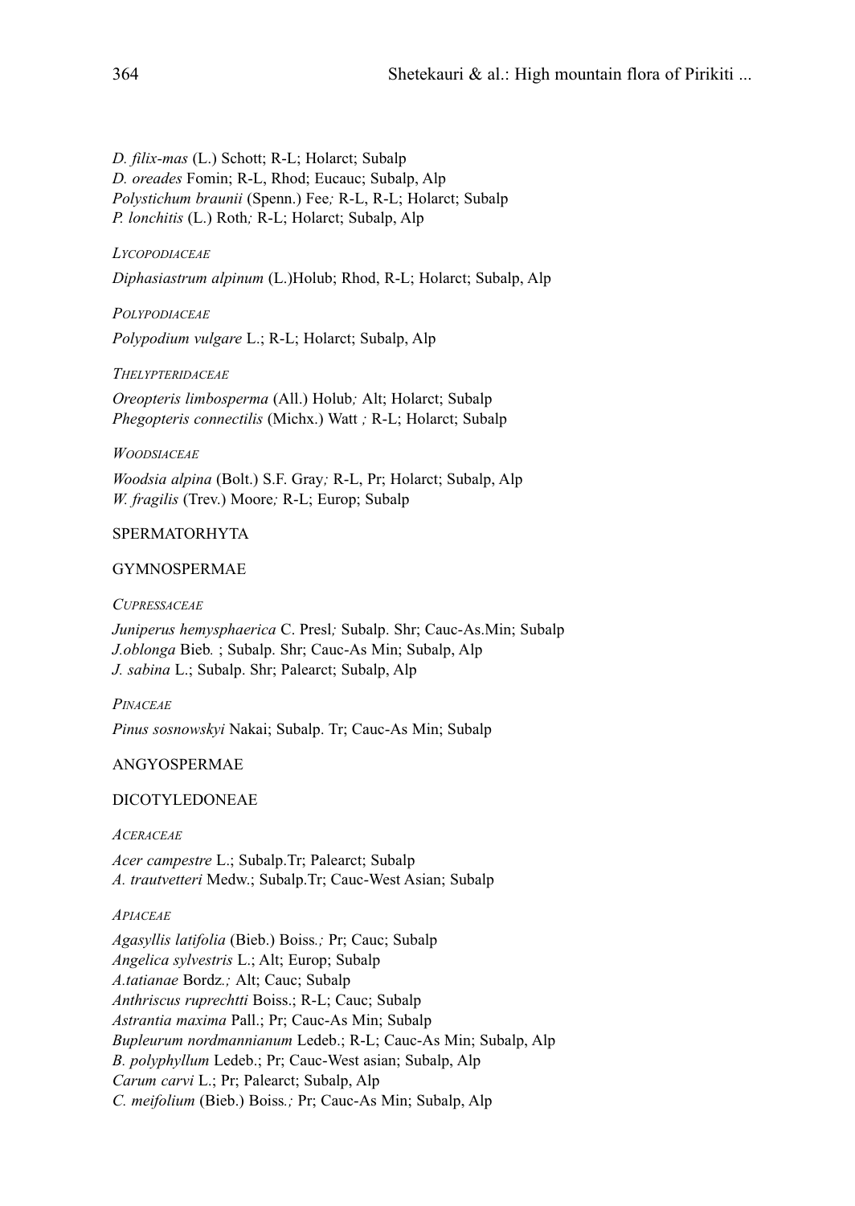*D. filix-mas* (L.) Schott; R-L; Holarct; Subalp
*D. oreades* Fomin; R-L, Rhod; Eucauc; Subalp, Alp
*Polystichum braunii* (Spenn.) Fee; R-L, R-L; Holarct; Subalp
*P. lonchitis* (L.) Roth; R-L; Holarct; Subalp, Alp

*LYCOPODIACEAE*

*Diphasiastrum alpinum* (L.)Holub; Rhod, R-L; Holarct; Subalp, Alp

*POLYPODIACEAE*

*Polypodium vulgare* L.; R-L; Holarct; Subalp, Alp

*THELYPTERIDACEAE*

*Oreopteris limbosperma* (All.) Holub; Alt; Holarct; Subalp
*Phegopteris connectilis* (Michx.) Watt ; R-L; Holarct; Subalp

*WOODSIACEAE*

*Woodsia alpina* (Bolt.) S.F. Gray; R-L, Pr; Holarct; Subalp, Alp
*W. fragilis* (Trev.) Moore; R-L; Europ; Subalp

SPERMATORHYTA

GYMNOSPERMAE

*CUPRESSACEAE*

*Juniperus hemysphaerica* C. Presl; Subalp. Shr; Cauc-As.Min; Subalp
*J.oblonga* Bieb. ; Subalp. Shr; Cauc-As Min; Subalp, Alp
*J. sabina* L.; Subalp. Shr; Palearct; Subalp, Alp

*PINACEAE*

*Pinus sosnowskyi* Nakai; Subalp. Tr; Cauc-As Min; Subalp

ANGYOSPERMAE

DICOTYLEDONEAE

*ACERACEAE*

*Acer campestre* L.; Subalp.Tr; Palearct; Subalp
*A. trautvetteri* Medw.; Subalp.Tr; Cauc-West Asian; Subalp

*APIACEAE*

*Agasyllis latifolia* (Bieb.) Boiss.; Pr; Cauc; Subalp
*Angelica sylvestris* L.; Alt; Europ; Subalp
*A.tatianae* Bordz.; Alt; Cauc; Subalp
*Anthriscus ruprechtti* Boiss.; R-L; Cauc; Subalp
*Astrantia maxima* Pall.; Pr; Cauc-As Min; Subalp
*Bupleurum nordmannianum* Ledeb.; R-L; Cauc-As Min; Subalp, Alp
*B. polyphyllum* Ledeb.; Pr; Cauc-West asian; Subalp, Alp
*Carum carvi* L.; Pr; Palearct; Subalp, Alp
*C. meifolium* (Bieb.) Boiss.; Pr; Cauc-As Min; Subalp, Alp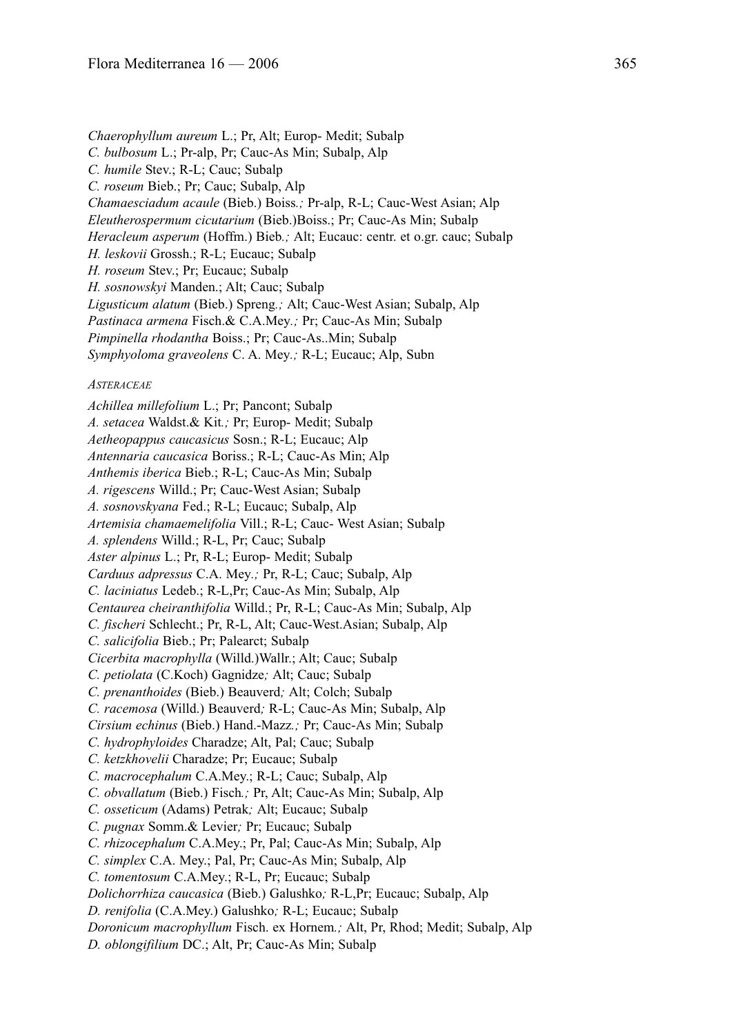*Chaerophyllum aureum* L.; Pr, Alt; Europ- Medit; Subalp
*C. bulbosum* L.; Pr-alp, Pr; Cauc-As Min; Subalp, Alp
*C. humile* Stev.; R-L; Cauc; Subalp
*C. roseum* Bieb.; Pr; Cauc; Subalp, Alp
*Chamaesciadum acaule* (Bieb.) Boiss*.;* Pr-alp, R-L; Cauc-West Asian; Alp
*Eleutherospermum cicutarium* (Bieb.)Boiss.; Pr; Cauc-As Min; Subalp
*Heracleum asperum* (Hoffm.) Bieb*.;* Alt; Eucauc: centr. et o.gr. cauc; Subalp
*H. leskovii* Grossh.; R-L; Eucauc; Subalp
*H. roseum* Stev.; Pr; Eucauc; Subalp
*H. sosnowskyi* Manden.; Alt; Cauc; Subalp
*Ligusticum alatum* (Bieb.) Spreng*.;* Alt; Cauc-West Asian; Subalp, Alp
*Pastinaca armena* Fisch.& C.A.Mey*.;* Pr; Cauc-As Min; Subalp
*Pimpinella rhodantha* Boiss.; Pr; Cauc-As..Min; Subalp
*Symphyoloma graveolens* C. A. Mey*.;* R-L; Eucauc; Alp, Subn

ASTERACEAE

*Achillea millefolium* L.; Pr; Pancont; Subalp
*A. setacea* Waldst.& Kit*.;* Pr; Europ- Medit; Subalp
*Aetheopappus caucasicus* Sosn.; R-L; Eucauc; Alp
*Antennaria caucasica* Boriss.; R-L; Cauc-As Min; Alp
*Anthemis iberica* Bieb.; R-L; Cauc-As Min; Subalp
*A. rigescens* Willd.; Pr; Cauc-West Asian; Subalp
*A. sosnovskyana* Fed.; R-L; Eucauc; Subalp, Alp
*Artemisia chamaemelifolia* Vill.; R-L; Cauc- West Asian; Subalp
*A. splendens* Willd.; R-L, Pr; Cauc; Subalp
*Aster alpinus* L.; Pr, R-L; Europ- Medit; Subalp
*Carduus adpressus* C.A. Mey*.;* Pr, R-L; Cauc; Subalp, Alp
*C. laciniatus* Ledeb.; R-L,Pr; Cauc-As Min; Subalp, Alp
*Centaurea cheiranthifolia* Willd.; Pr, R-L; Cauc-As Min; Subalp, Alp
*C. fischeri* Schlecht.; Pr, R-L, Alt; Cauc-West.Asian; Subalp, Alp
*C. salicifolia* Bieb.; Pr; Palearct; Subalp
*Cicerbita macrophylla* (Willd.)Wallr.; Alt; Cauc; Subalp
*C. petiolata* (C.Koch) Gagnidze*;* Alt; Cauc; Subalp
*C. prenanthoides* (Bieb.) Beauverd*;* Alt; Colch; Subalp
*C. racemosa* (Willd.) Beauverd*;* R-L; Cauc-As Min; Subalp, Alp
*Cirsium echinus* (Bieb.) Hand.-Mazz*.;* Pr; Cauc-As Min; Subalp
*C. hydrophyloides* Charadze; Alt, Pal; Cauc; Subalp
*C. ketzkhovelii* Charadze; Pr; Eucauc; Subalp
*C. macrocephalum* C.A.Mey.; R-L; Cauc; Subalp, Alp
*C. obvallatum* (Bieb.) Fisch*.;* Pr, Alt; Cauc-As Min; Subalp, Alp
*C. osseticum* (Adams) Petrak*;* Alt; Eucauc; Subalp
*C. pugnax* Somm.& Levier*;* Pr; Eucauc; Subalp
*C. rhizocephalum* C.A.Mey.; Pr, Pal; Cauc-As Min; Subalp, Alp
*C. simplex* C.A. Mey.; Pal, Pr; Cauc-As Min; Subalp, Alp
*C. tomentosum* C.A.Mey.; R-L, Pr; Eucauc; Subalp
*Dolichorrhiza caucasica* (Bieb.) Galushko*;* R-L,Pr; Eucauc; Subalp, Alp
*D. renifolia* (C.A.Mey.) Galushko*;* R-L; Eucauc; Subalp
*Doronicum macrophyllum* Fisch. ex Hornem*.;* Alt, Pr, Rhod; Medit; Subalp, Alp
*D. oblongifilium* DC.; Alt, Pr; Cauc-As Min; Subalp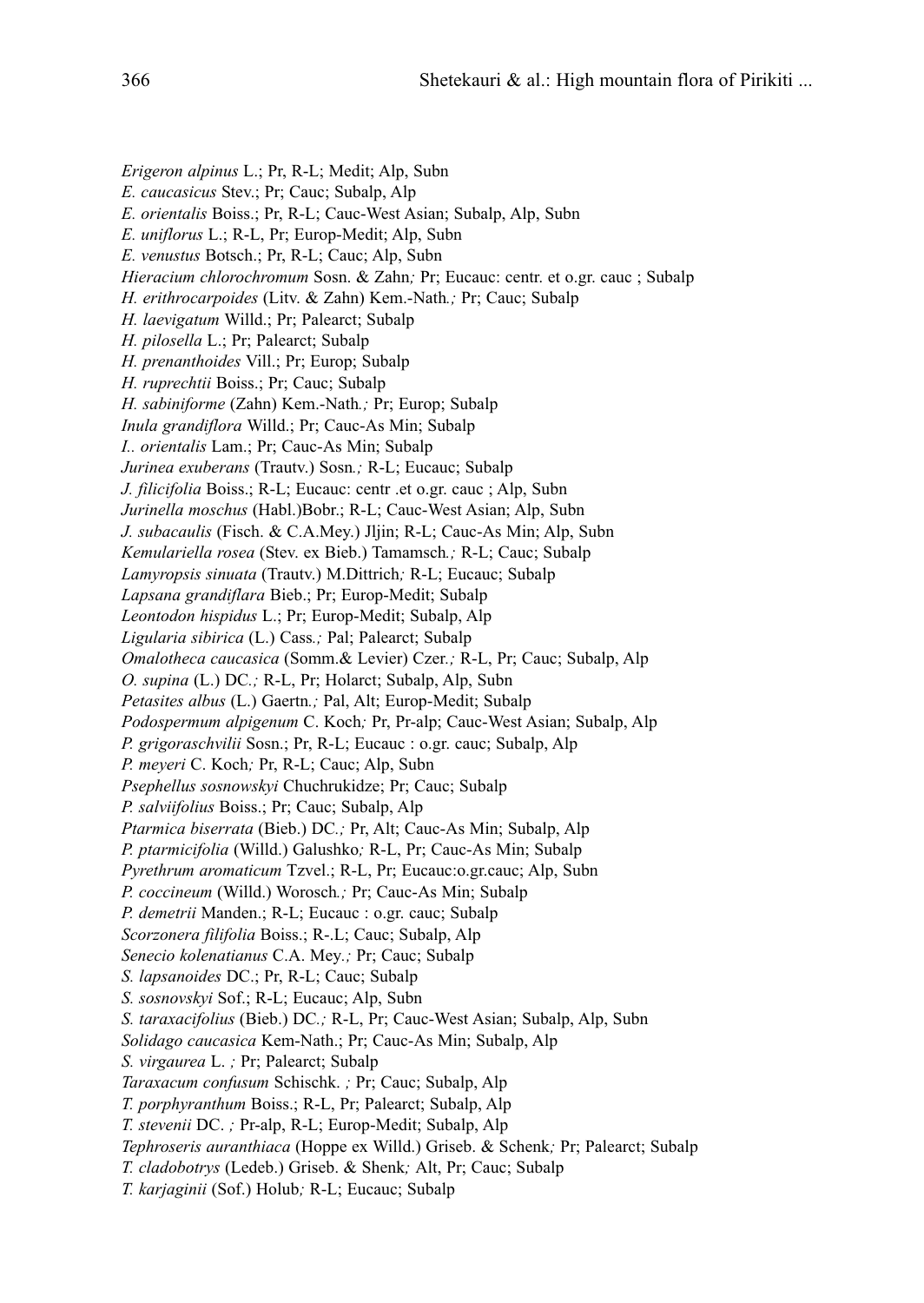*Erigeron alpinus* L.; Pr, R-L; Medit; Alp, Subn  
*E. caucasicus* Stev.; Pr; Cauc; Subalp, Alp  
*E. orientalis* Boiss.; Pr, R-L; Cauc-West Asian; Subalp, Alp, Subn  
*E. uniflorus* L.; R-L, Pr; Europ-Medit; Alp, Subn  
*E. venustus* Botsch.; Pr, R-L; Cauc; Alp, Subn  
*Hieracium chlorochromum* Sosn. & Zahn; Pr; Eucauc: centr. et o.gr. cauc ; Subalp  
*H. erithrocarpoides* (Litv. & Zahn) Kem.-Nath.; Pr; Cauc; Subalp  
*H. laevigatum* Willd.; Pr; Palearct; Subalp  
*H. pilosella* L.; Pr; Palearct; Subalp  
*H. prenanthoides* Vill.; Pr; Europ; Subalp  
*H. ruprechtii* Boiss.; Pr; Cauc; Subalp  
*H. sabiniforme* (Zahn) Kem.-Nath.; Pr; Europ; Subalp  
*Inula grandiflora* Willd.; Pr; Cauc-As Min; Subalp  
*I.. orientalis* Lam.; Pr; Cauc-As Min; Subalp  
*Jurinea exuberans* (Trautv.) Sosn.; R-L; Eucauc; Subalp  
*J. filicifolia* Boiss.; R-L; Eucauc: centr .et o.gr. cauc ; Alp, Subn  
*Jurinella moschus* (Habl.)Bobr.; R-L; Cauc-West Asian; Alp, Subn  
*J. subacaulis* (Fisch. & C.A.Mey.) Jljin; R-L; Cauc-As Min; Alp, Subn  
*Kemulariella rosea* (Stev. ex Bieb.) Tamamsch.; R-L; Cauc; Subalp  
*Lamyropsis sinuata* (Trautv.) M.Dittrich; R-L; Eucauc; Subalp  
*Lapsana grandiflara* Bieb.; Pr; Europ-Medit; Subalp  
*Leontodon hispidus* L.; Pr; Europ-Medit; Subalp, Alp  
*Ligularia sibirica* (L.) Cass.; Pal; Palearct; Subalp  
*Omalotheca caucasica* (Somm.& Levier) Czer.; R-L, Pr; Cauc; Subalp, Alp  
*O. supina* (L.) DC.; R-L, Pr; Holarct; Subalp, Alp, Subn  
*Petasites albus* (L.) Gaertn.; Pal, Alt; Europ-Medit; Subalp  
*Podospermum alpigenum* C. Koch; Pr, Pr-alp; Cauc-West Asian; Subalp, Alp  
*P. grigoraschvilii* Sosn.; Pr, R-L; Eucauc : o.gr. cauc; Subalp, Alp  
*P. meyeri* C. Koch; Pr, R-L; Cauc; Alp, Subn  
*Psephellus sosnowskyi* Chuchrukidze; Pr; Cauc; Subalp  
*P. salviifolius* Boiss.; Pr; Cauc; Subalp, Alp  
*Ptarmica biserrata* (Bieb.) DC.; Pr, Alt; Cauc-As Min; Subalp, Alp  
*P. ptarmicifolia* (Willd.) Galushko; R-L, Pr; Cauc-As Min; Subalp  
*Pyrethrum aromaticum* Tzvel.; R-L, Pr; Eucauc:o.gr.cauc; Alp, Subn  
*P. coccineum* (Willd.) Worosch.; Pr; Cauc-As Min; Subalp  
*P. demetrii* Manden.; R-L; Eucauc : o.gr. cauc; Subalp  
*Scorzonera filifolia* Boiss.; R-.L; Cauc; Subalp, Alp  
*Senecio kolenatianus* C.A. Mey.; Pr; Cauc; Subalp  
*S. lapsanoides* DC.; Pr, R-L; Cauc; Subalp  
*S. sosnovskyi* Sof.; R-L; Eucauc; Alp, Subn  
*S. taraxacifolius* (Bieb.) DC.; R-L, Pr; Cauc-West Asian; Subalp, Alp, Subn  
*Solidago caucasica* Kem-Nath.; Pr; Cauc-As Min; Subalp, Alp  
*S. virgaurea* L. ; Pr; Palearct; Subalp  
*Taraxacum confusum* Schischk. ; Pr; Cauc; Subalp, Alp  
*T. porphyranthum* Boiss.; R-L, Pr; Palearct; Subalp, Alp  
*T. stevenii* DC. ; Pr-alp, R-L; Europ-Medit; Subalp, Alp  
*Tephroseris auranthiaca* (Hoppe ex Willd.) Griseb. & Schenk; Pr; Palearct; Subalp  
*T. cladobotrys* (Ledeb.) Griseb. & Shenk; Alt, Pr; Cauc; Subalp  
*T. karjaginii* (Sof.) Holub; R-L; Eucauc; Subalp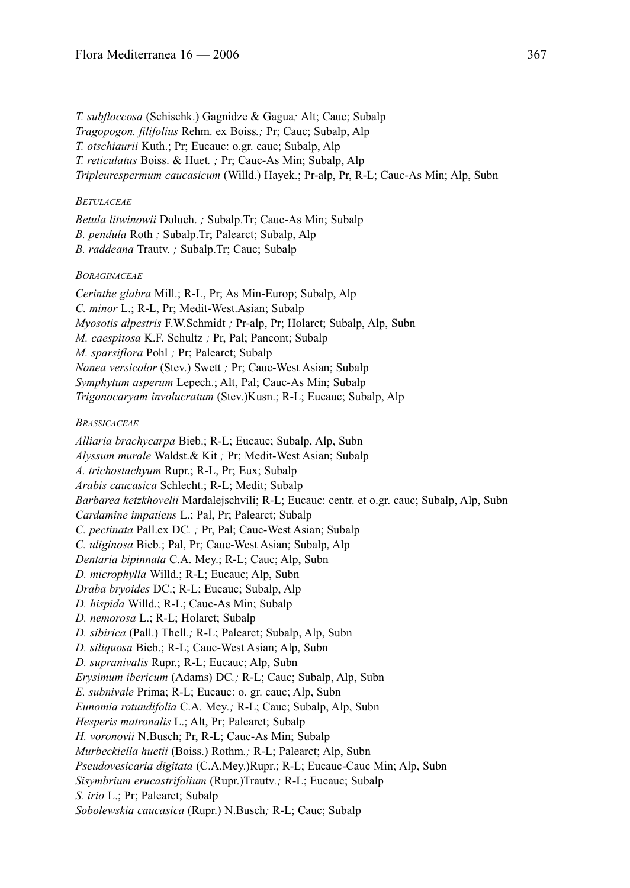*T. subfloccosa* (Schischk.) Gagnidze & Gagua*;* Alt; Cauc; Subalp
*Tragopogon. filifolius* Rehm. ex Boiss*.;* Pr; Cauc; Subalp, Alp
*T. otschiaurii* Kuth.; Pr; Eucauc: o.gr. cauc; Subalp, Alp
*T. reticulatus* Boiss. & Huet*. ;* Pr; Cauc-As Min; Subalp, Alp
*Tripleurespermum caucasicum* (Willd.) Hayek.; Pr-alp, Pr, R-L; Cauc-As Min; Alp, Subn

##### BETULACEAE

*Betula litwinowii* Doluch. *;* Subalp.Tr; Cauc-As Min; Subalp
*B. pendula* Roth *;* Subalp.Tr; Palearct; Subalp, Alp
*B. raddeana* Trautv. *;* Subalp.Tr; Cauc; Subalp

##### BORAGINACEAE

*Cerinthe glabra* Mill.; R-L, Pr; As Min-Europ; Subalp, Alp
*C. minor* L.; R-L, Pr; Medit-West.Asian; Subalp
*Myosotis alpestris* F.W.Schmidt *;* Pr-alp, Pr; Holarct; Subalp, Alp, Subn
*M. caespitosa* K.F. Schultz *;* Pr, Pal; Pancont; Subalp
*M. sparsiflora* Pohl *;* Pr; Palearct; Subalp
*Nonea versicolor* (Stev.) Swett *;* Pr; Cauc-West Asian; Subalp
*Symphytum asperum* Lepech.; Alt, Pal; Cauc-As Min; Subalp
*Trigonocaryam involucratum* (Stev.)Kusn.; R-L; Eucauc; Subalp, Alp

##### BRASSICACEAE

*Alliaria brachycarpa* Bieb.; R-L; Eucauc; Subalp, Alp, Subn
*Alyssum murale* Waldst.& Kit *;* Pr; Medit-West Asian; Subalp
*A. trichostachyum* Rupr.; R-L, Pr; Eux; Subalp
*Arabis caucasica* Schlecht.; R-L; Medit; Subalp
*Barbarea ketzkhovelii* Mardalejschvili; R-L; Eucauc: centr. et o.gr. cauc; Subalp, Alp, Subn
*Cardamine impatiens* L.; Pal, Pr; Palearct; Subalp
*C. pectinata* Pall.ex DC*. ;* Pr, Pal; Cauc-West Asian; Subalp
*C. uliginosa* Bieb.; Pal, Pr; Cauc-West Asian; Subalp, Alp
*Dentaria bipinnata* C.A. Mey.; R-L; Cauc; Alp, Subn
*D. microphylla* Willd.; R-L; Eucauc; Alp, Subn
*Draba bryoides* DC.; R-L; Eucauc; Subalp, Alp
*D. hispida* Willd.; R-L; Cauc-As Min; Subalp
*D. nemorosa* L.; R-L; Holarct; Subalp
*D. sibirica* (Pall.) Thell*.;* R-L; Palearct; Subalp, Alp, Subn
*D. siliquosa* Bieb.; R-L; Cauc-West Asian; Alp, Subn
*D. supranivalis* Rupr.; R-L; Eucauc; Alp, Subn
*Erysimum ibericum* (Adams) DC*.;* R-L; Cauc; Subalp, Alp, Subn
*E. subnivale* Prima; R-L; Eucauc: o. gr. cauc; Alp, Subn
*Eunomia rotundifolia* C.A. Mey*.;* R-L; Cauc; Subalp, Alp, Subn
*Hesperis matronalis* L.; Alt, Pr; Palearct; Subalp
*H. voronovii* N.Busch; Pr, R-L; Cauc-As Min; Subalp
*Murbeckiella huetii* (Boiss.) Rothm*.;* R-L; Palearct; Alp, Subn
*Pseudovesicaria digitata* (C.A.Mey.)Rupr.; R-L; Eucauc-Cauc Min; Alp, Subn
*Sisymbrium erucastrifolium* (Rupr.)Trautv*.;* R-L; Eucauc; Subalp
*S. irio* L.; Pr; Palearct; Subalp
*Sobolewskia caucasica* (Rupr.) N.Busch*;* R-L; Cauc; Subalp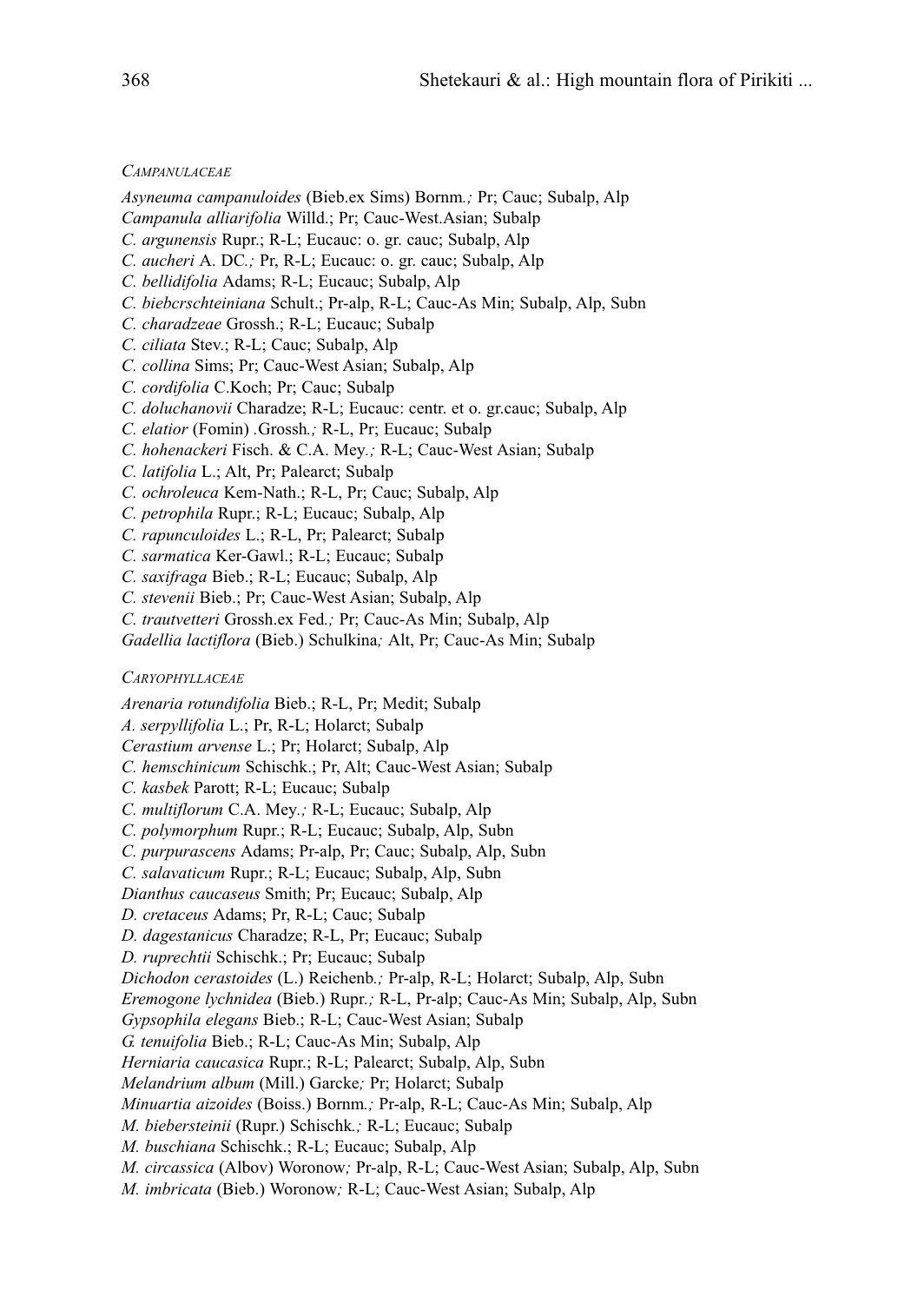*Campanulaceae*

*Asyneuma campanuloides* (Bieb.ex Sims) Bornm.; Pr; Cauc; Subalp, Alp
*Campanula alliarifolia* Willd.; Pr; Cauc-West.Asian; Subalp
*C. argunensis* Rupr.; R-L; Eucauc: o. gr. cauc; Subalp, Alp
*C. aucheri* A. DC.; Pr, R-L; Eucauc: o. gr. cauc; Subalp, Alp
*C. bellidifolia* Adams; R-L; Eucauc; Subalp, Alp
*C. biebcrschteiniana* Schult.; Pr-alp, R-L; Cauc-As Min; Subalp, Alp, Subn
*C. charadzeae* Grossh.; R-L; Eucauc; Subalp
*C. ciliata* Stev.; R-L; Cauc; Subalp, Alp
*C. collina* Sims; Pr; Cauc-West Asian; Subalp, Alp
*C. cordifolia* C.Koch; Pr; Cauc; Subalp
*C. doluchanovii* Charadze; R-L; Eucauc: centr. et o. gr.cauc; Subalp, Alp
*C. elatior* (Fomin) .Grossh.; R-L, Pr; Eucauc; Subalp
*C. hohenackeri* Fisch. & C.A. Mey.; R-L; Cauc-West Asian; Subalp
*C. latifolia* L.; Alt, Pr; Palearct; Subalp
*C. ochroleuca* Kem-Nath.; R-L, Pr; Cauc; Subalp, Alp
*C. petrophila* Rupr.; R-L; Eucauc; Subalp, Alp
*C. rapunculoides* L.; R-L, Pr; Palearct; Subalp
*C. sarmatica* Ker-Gawl.; R-L; Eucauc; Subalp
*C. saxifraga* Bieb.; R-L; Eucauc; Subalp, Alp
*C. stevenii* Bieb.; Pr; Cauc-West Asian; Subalp, Alp
*C. trautvetteri* Grossh.ex Fed.; Pr; Cauc-As Min; Subalp, Alp
*Gadellia lactiflora* (Bieb.) Schulkina; Alt, Pr; Cauc-As Min; Subalp

*Caryophyllaceae*

*Arenaria rotundifolia* Bieb.; R-L, Pr; Medit; Subalp
*A. serpyllifolia* L.; Pr, R-L; Holarct; Subalp
*Cerastium arvense* L.; Pr; Holarct; Subalp, Alp
*C. hemschinicum* Schischk.; Pr, Alt; Cauc-West Asian; Subalp
*C. kasbek* Parott; R-L; Eucauc; Subalp
*C. multiflorum* C.A. Mey.; R-L; Eucauc; Subalp, Alp
*C. polymorphum* Rupr.; R-L; Eucauc; Subalp, Alp, Subn
*C. purpurascens* Adams; Pr-alp, Pr; Cauc; Subalp, Alp, Subn
*C. salavaticum* Rupr.; R-L; Eucauc; Subalp, Alp, Subn
*Dianthus caucaseus* Smith; Pr; Eucauc; Subalp, Alp
*D. cretaceus* Adams; Pr, R-L; Cauc; Subalp
*D. dagestanicus* Charadze; R-L, Pr; Eucauc; Subalp
*D. ruprechtii* Schischk.; Pr; Eucauc; Subalp
*Dichodon cerastoides* (L.) Reichenb.; Pr-alp, R-L; Holarct; Subalp, Alp, Subn
*Eremogone lychnidea* (Bieb.) Rupr.; R-L, Pr-alp; Cauc-As Min; Subalp, Alp, Subn
*Gypsophila elegans* Bieb.; R-L; Cauc-West Asian; Subalp
*G. tenuifolia* Bieb.; R-L; Cauc-As Min; Subalp, Alp
*Herniaria caucasica* Rupr.; R-L; Palearct; Subalp, Alp, Subn
*Melandrium album* (Mill.) Garcke; Pr; Holarct; Subalp
*Minuartia aizoides* (Boiss.) Bornm.; Pr-alp, R-L; Cauc-As Min; Subalp, Alp
*M. biebersteinii* (Rupr.) Schischk.; R-L; Eucauc; Subalp
*M. buschiana* Schischk.; R-L; Eucauc; Subalp, Alp
*M. circassica* (Albov) Woronow; Pr-alp, R-L; Cauc-West Asian; Subalp, Alp, Subn
*M. imbricata* (Bieb.) Woronow; R-L; Cauc-West Asian; Subalp, Alp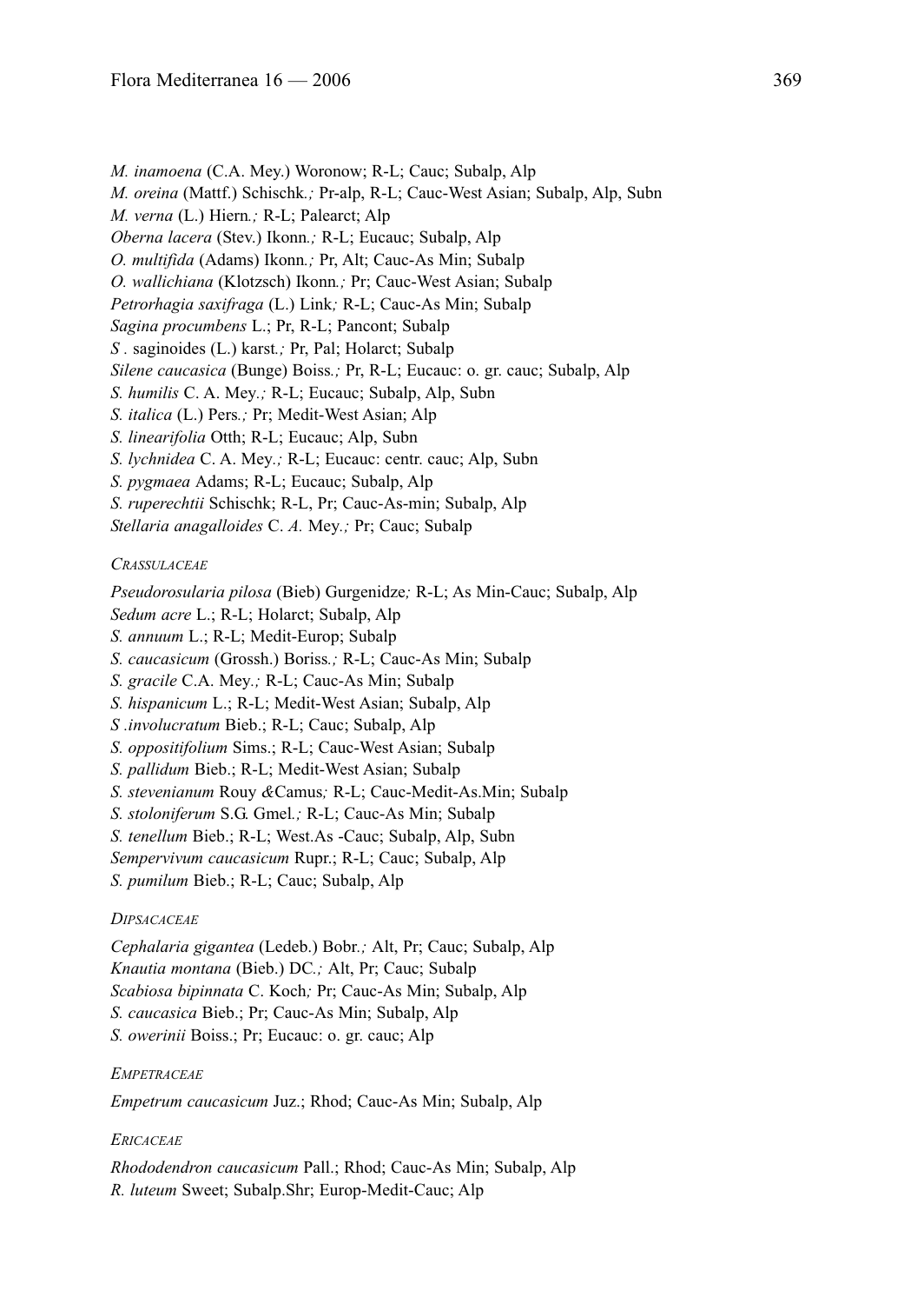*M. inamoena* (C.A. Mey.) Woronow; R-L; Cauc; Subalp, Alp
*M. oreina* (Mattf.) Schischk.*;* Pr-alp, R-L; Cauc-West Asian; Subalp, Alp, Subn
*M. verna* (L.) Hiern*.;* R-L; Palearct; Alp
*Oberna lacera* (Stev.) Ikonn*.;* R-L; Eucauc; Subalp, Alp
*O. multifida* (Adams) Ikonn*.;* Pr, Alt; Cauc-As Min; Subalp
*O. wallichiana* (Klotzsch) Ikonn*.;* Pr; Cauc-West Asian; Subalp
*Petrorhagia saxifraga* (L.) Link*;* R-L; Cauc-As Min; Subalp
*Sagina procumbens* L.; Pr, R-L; Pancont; Subalp
*S* . saginoides (L.) karst*.;* Pr, Pal; Holarct; Subalp
*Silene caucasica* (Bunge) Boiss*.;* Pr, R-L; Eucauc: o. gr. cauc; Subalp, Alp
*S. humilis* C. A. Mey*.;* R-L; Eucauc; Subalp, Alp, Subn
*S. italica* (L.) Pers*.;* Pr; Medit-West Asian; Alp
*S. linearifolia* Otth; R-L; Eucauc; Alp, Subn
*S. lychnidea* C. A. Mey*.;* R-L; Eucauc: centr. cauc; Alp, Subn
*S. pygmaea* Adams; R-L; Eucauc; Subalp, Alp
*S. ruperechtii* Schischk; R-L, Pr; Cauc-As-min; Subalp, Alp
*Stellaria anagalloides* C. *A.* Mey*.;* Pr; Cauc; Subalp

CRASSULACEAE

*Pseudorosularia pilosa* (Bieb) Gurgenidze*;* R-L; As Min-Cauc; Subalp, Alp
*Sedum acre* L.; R-L; Holarct; Subalp, Alp
*S. annuum* L.; R-L; Medit-Europ; Subalp
*S. caucasicum* (Grossh.) Boriss*.;* R-L; Cauc-As Min; Subalp
*S. gracile* C.A. Mey*.;* R-L; Cauc-As Min; Subalp
*S. hispanicum* L.; R-L; Medit-West Asian; Subalp, Alp
*S .involucratum* Bieb.; R-L; Cauc; Subalp, Alp
*S. oppositifolium* Sims.; R-L; Cauc-West Asian; Subalp
*S. pallidum* Bieb.; R-L; Medit-West Asian; Subalp
*S. stevenianum* Rouy *&*Camus*;* R-L; Cauc-Medit-As.Min; Subalp
*S. stoloniferum* S.G. Gmel*.;* R-L; Cauc-As Min; Subalp
*S. tenellum* Bieb.; R-L; West.As -Cauc; Subalp, Alp, Subn
*Sempervivum caucasicum* Rupr.; R-L; Cauc; Subalp, Alp
*S. pumilum* Bieb.; R-L; Cauc; Subalp, Alp

DIPSACACEAE

*Cephalaria gigantea* (Ledeb.) Bobr*.;* Alt, Pr; Cauc; Subalp, Alp
*Knautia montana* (Bieb.) DC*.;* Alt, Pr; Cauc; Subalp
*Scabiosa bipinnata* C. Koch*;* Pr; Cauc-As Min; Subalp, Alp
*S. caucasica* Bieb.; Pr; Cauc-As Min; Subalp, Alp
*S. owerinii* Boiss.; Pr; Eucauc: o. gr. cauc; Alp

EMPETRACEAE

*Empetrum caucasicum* Juz.; Rhod; Cauc-As Min; Subalp, Alp

ERICACEAE

*Rhododendron caucasicum* Pall.; Rhod; Cauc-As Min; Subalp, Alp
*R. luteum* Sweet; Subalp.Shr; Europ-Medit-Cauc; Alp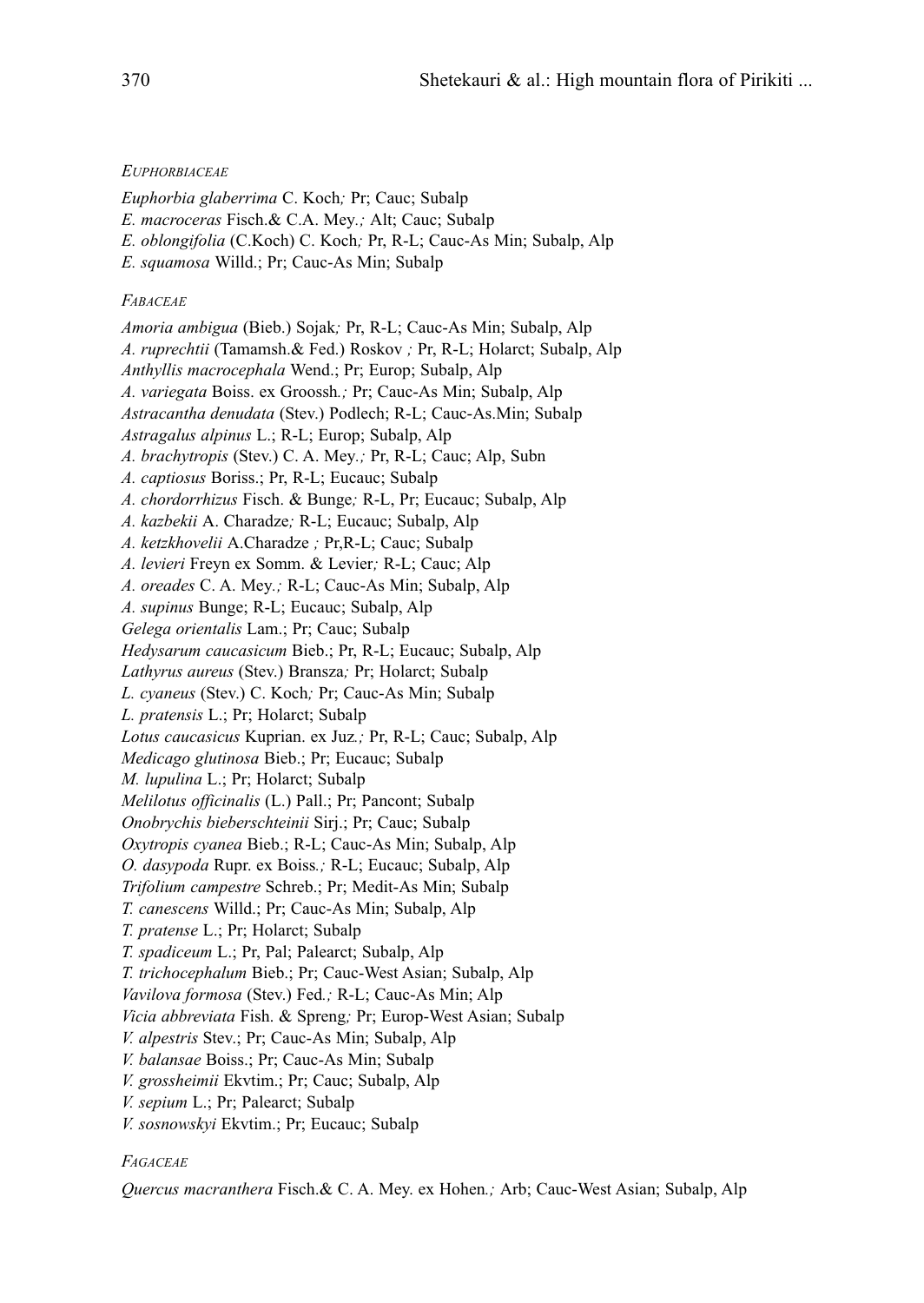*EUPHORBIACEAE*

*Euphorbia glaberrima* C. Koch; Pr; Cauc; Subalp
*E. macroceras* Fisch.& C.A. Mey.; Alt; Cauc; Subalp
*E. oblongifolia* (C.Koch) C. Koch; Pr, R-L; Cauc-As Min; Subalp, Alp
*E. squamosa* Willd.; Pr; Cauc-As Min; Subalp

*FABACEAE*

*Amoria ambigua* (Bieb.) Sojak; Pr, R-L; Cauc-As Min; Subalp, Alp
*A. ruprechtii* (Tamamsh.& Fed.) Roskov ; Pr, R-L; Holarct; Subalp, Alp
*Anthyllis macrocephala* Wend.; Pr; Europ; Subalp, Alp
*A. variegata* Boiss. ex Groossh.; Pr; Cauc-As Min; Subalp, Alp
*Astracantha denudata* (Stev.) Podlech; R-L; Cauc-As.Min; Subalp
*Astragalus alpinus* L.; R-L; Europ; Subalp, Alp
*A. brachytropis* (Stev.) C. A. Mey.; Pr, R-L; Cauc; Alp, Subn
*A. captiosus* Boriss.; Pr, R-L; Eucauc; Subalp
*A. chordorrhizus* Fisch. & Bunge; R-L, Pr; Eucauc; Subalp, Alp
*A. kazbekii* A. Charadze; R-L; Eucauc; Subalp, Alp
*A. ketzkhovelii* A.Charadze ; Pr,R-L; Cauc; Subalp
*A. levieri* Freyn ex Somm. & Levier; R-L; Cauc; Alp
*A. oreades* C. A. Mey.; R-L; Cauc-As Min; Subalp, Alp
*A. supinus* Bunge; R-L; Eucauc; Subalp, Alp
*Gelega orientalis* Lam.; Pr; Cauc; Subalp
*Hedysarum caucasicum* Bieb.; Pr, R-L; Eucauc; Subalp, Alp
*Lathyrus aureus* (Stev.) Bransza; Pr; Holarct; Subalp
*L. cyaneus* (Stev.) C. Koch; Pr; Cauc-As Min; Subalp
*L. pratensis* L.; Pr; Holarct; Subalp
*Lotus caucasicus* Kuprian. ex Juz.; Pr, R-L; Cauc; Subalp, Alp
*Medicago glutinosa* Bieb.; Pr; Eucauc; Subalp
*M. lupulina* L.; Pr; Holarct; Subalp
*Melilotus officinalis* (L.) Pall.; Pr; Pancont; Subalp
*Onobrychis bieberschteinii* Sirj.; Pr; Cauc; Subalp
*Oxytropis cyanea* Bieb.; R-L; Cauc-As Min; Subalp, Alp
*O. dasypoda* Rupr. ex Boiss.; R-L; Eucauc; Subalp, Alp
*Trifolium campestre* Schreb.; Pr; Medit-As Min; Subalp
*T. canescens* Willd.; Pr; Cauc-As Min; Subalp, Alp
*T. pratense* L.; Pr; Holarct; Subalp
*T. spadiceum* L.; Pr, Pal; Palearct; Subalp, Alp
*T. trichocephalum* Bieb.; Pr; Cauc-West Asian; Subalp, Alp
*Vavilova formosa* (Stev.) Fed.; R-L; Cauc-As Min; Alp
*Vicia abbreviata* Fish. & Spreng; Pr; Europ-West Asian; Subalp
*V. alpestris* Stev.; Pr; Cauc-As Min; Subalp, Alp
*V. balansae* Boiss.; Pr; Cauc-As Min; Subalp
*V. grossheimii* Ekvtim.; Pr; Cauc; Subalp, Alp
*V. sepium* L.; Pr; Palearct; Subalp
*V. sosnowskyi* Ekvtim.; Pr; Eucauc; Subalp

*FAGACEAE*

*Quercus macranthera* Fisch.& C. A. Mey. ex Hohen.; Arb; Cauc-West Asian; Subalp, Alp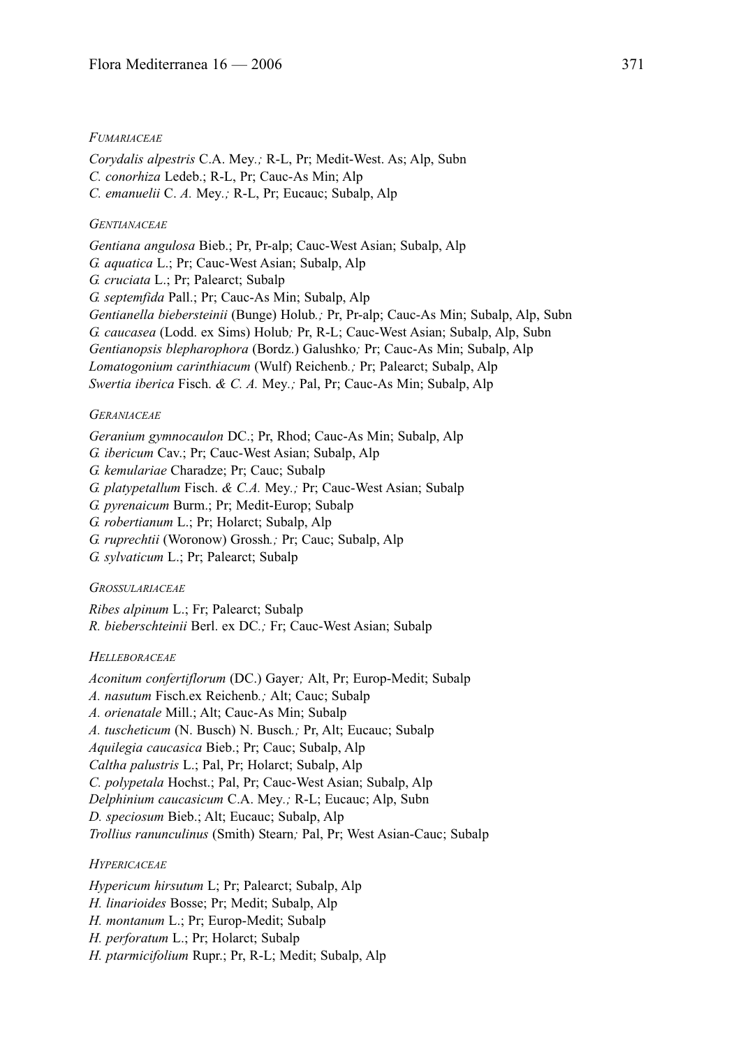*Fumariaceae*

*Corydalis alpestris* C.A. Mey*.;* R-L, Pr; Medit-West. As; Alp, Subn
*C. conorhiza* Ledeb.; R-L, Pr; Cauc-As Min; Alp
*C. emanuelii* C. *A.* Mey*.;* R-L, Pr; Eucauc; Subalp, Alp

*Gentianaceae*

*Gentiana angulosa* Bieb.; Pr, Pr-alp; Cauc-West Asian; Subalp, Alp
*G. aquatica* L.; Pr; Cauc-West Asian; Subalp, Alp
*G. cruciata* L.; Pr; Palearct; Subalp
*G. septemfida* Pall.; Pr; Cauc-As Min; Subalp, Alp
*Gentianella biebersteinii* (Bunge) Holub*.;* Pr, Pr-alp; Cauc-As Min; Subalp, Alp, Subn
*G. caucasea* (Lodd. ex Sims) Holub*;* Pr, R-L; Cauc-West Asian; Subalp, Alp, Subn
*Gentianopsis blepharophora* (Bordz.) Galushko*;* Pr; Cauc-As Min; Subalp, Alp
*Lomatogonium carinthiacum* (Wulf) Reichenb*.;* Pr; Palearct; Subalp, Alp
*Swertia iberica* Fisch. *& C. A.* Mey*.;* Pal, Pr; Cauc-As Min; Subalp, Alp

*Geraniaceae*

*Geranium gymnocaulon* DC.; Pr, Rhod; Cauc-As Min; Subalp, Alp
*G. ibericum* Cav.; Pr; Cauc-West Asian; Subalp, Alp
*G. kemulariae* Charadze; Pr; Cauc; Subalp
*G. platypetallum* Fisch. *& C.A.* Mey*.;* Pr; Cauc-West Asian; Subalp
*G. pyrenaicum* Burm.; Pr; Medit-Europ; Subalp
*G. robertianum* L.; Pr; Holarct; Subalp, Alp
*G. ruprechtii* (Woronow) Grossh*.;* Pr; Cauc; Subalp, Alp
*G. sylvaticum* L.; Pr; Palearct; Subalp

*Grossulariaceae*

*Ribes alpinum* L.; Fr; Palearct; Subalp
*R. bieberschteinii* Berl. ex DC*.;* Fr; Cauc-West Asian; Subalp

*Helleboraceae*

*Aconitum confertiflorum* (DC.) Gayer*;* Alt, Pr; Europ-Medit; Subalp
*A. nasutum* Fisch.ex Reichenb*.;* Alt; Cauc; Subalp
*A. orienatale* Mill.; Alt; Cauc-As Min; Subalp
*A. tuscheticum* (N. Busch) N. Busch*.;* Pr, Alt; Eucauc; Subalp
*Aquilegia caucasica* Bieb.; Pr; Cauc; Subalp, Alp
*Caltha palustris* L.; Pal, Pr; Holarct; Subalp, Alp
*C. polypetala* Hochst.; Pal, Pr; Cauc-West Asian; Subalp, Alp
*Delphinium caucasicum* C.A. Mey*.;* R-L; Eucauc; Alp, Subn
*D. speciosum* Bieb.; Alt; Eucauc; Subalp, Alp
*Trollius ranunculinus* (Smith) Stearn*;* Pal, Pr; West Asian-Cauc; Subalp

*Hypericaceae*

*Hypericum hirsutum* L; Pr; Palearct; Subalp, Alp
*H. linarioides* Bosse; Pr; Medit; Subalp, Alp
*H. montanum* L.; Pr; Europ-Medit; Subalp
*H. perforatum* L.; Pr; Holarct; Subalp
*H. ptarmicifolium* Rupr.; Pr, R-L; Medit; Subalp, Alp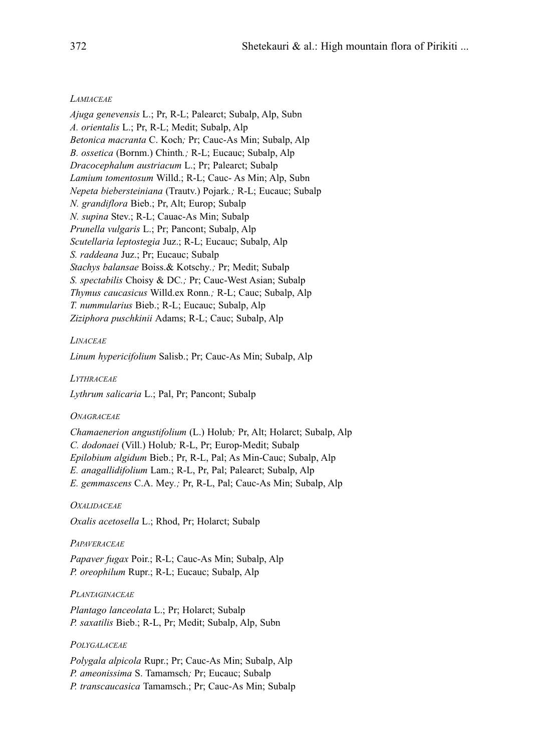*Lamiaceae*

*Ajuga genevensis* L.; Pr, R-L; Palearct; Subalp, Alp, Subn
*A. orientalis* L.; Pr, R-L; Medit; Subalp, Alp
*Betonica macranta* C. Koch; Pr; Cauc-As Min; Subalp, Alp
*B. ossetica* (Bornm.) Chinth.; R-L; Eucauc; Subalp, Alp
*Dracocephalum austriacum* L.; Pr; Palearct; Subalp
*Lamium tomentosum* Willd.; R-L; Cauc- As Min; Alp, Subn
*Nepeta biebersteiniana* (Trautv.) Pojark.; R-L; Eucauc; Subalp
*N. grandiflora* Bieb.; Pr, Alt; Europ; Subalp
*N. supina* Stev.; R-L; Cauac-As Min; Subalp
*Prunella vulgaris* L.; Pr; Pancont; Subalp, Alp
*Scutellaria leptostegia* Juz.; R-L; Eucauc; Subalp, Alp
*S. raddeana* Juz.; Pr; Eucauc; Subalp
*Stachys balansae* Boiss.& Kotschy.; Pr; Medit; Subalp
*S. spectabilis* Choisy & DC.; Pr; Cauc-West Asian; Subalp
*Thymus caucasicus* Willd.ex Ronn.; R-L; Cauc; Subalp, Alp
*T. nummularius* Bieb.; R-L; Eucauc; Subalp, Alp
*Ziziphora puschkinii* Adams; R-L; Cauc; Subalp, Alp

*Linaceae*

*Linum hypericifolium* Salisb.; Pr; Cauc-As Min; Subalp, Alp

*Lythraceae*

*Lythrum salicaria* L.; Pal, Pr; Pancont; Subalp

*Onagraceae*

*Chamaenerion angustifolium* (L.) Holub; Pr, Alt; Holarct; Subalp, Alp
*C. dodonaei* (Vill.) Holub; R-L, Pr; Europ-Medit; Subalp
*Epilobium algidum* Bieb.; Pr, R-L, Pal; As Min-Cauc; Subalp, Alp
*E. anagallidifolium* Lam.; R-L, Pr, Pal; Palearct; Subalp, Alp
*E. gemmascens* C.A. Mey.; Pr, R-L, Pal; Cauc-As Min; Subalp, Alp

*Oxalidaceae*

*Oxalis acetosella* L.; Rhod, Pr; Holarct; Subalp

*Papaveraceae*

*Papaver fugax* Poir.; R-L; Cauc-As Min; Subalp, Alp
*P. oreophilum* Rupr.; R-L; Eucauc; Subalp, Alp

*Plantaginaceae*

*Plantago lanceolata* L.; Pr; Holarct; Subalp
*P. saxatilis* Bieb.; R-L, Pr; Medit; Subalp, Alp, Subn

*Polygalaceae*

*Polygala alpicola* Rupr.; Pr; Cauc-As Min; Subalp, Alp
*P. ameonissima* S. Tamamsch; Pr; Eucauc; Subalp
*P. transcaucasica* Tamamsch.; Pr; Cauc-As Min; Subalp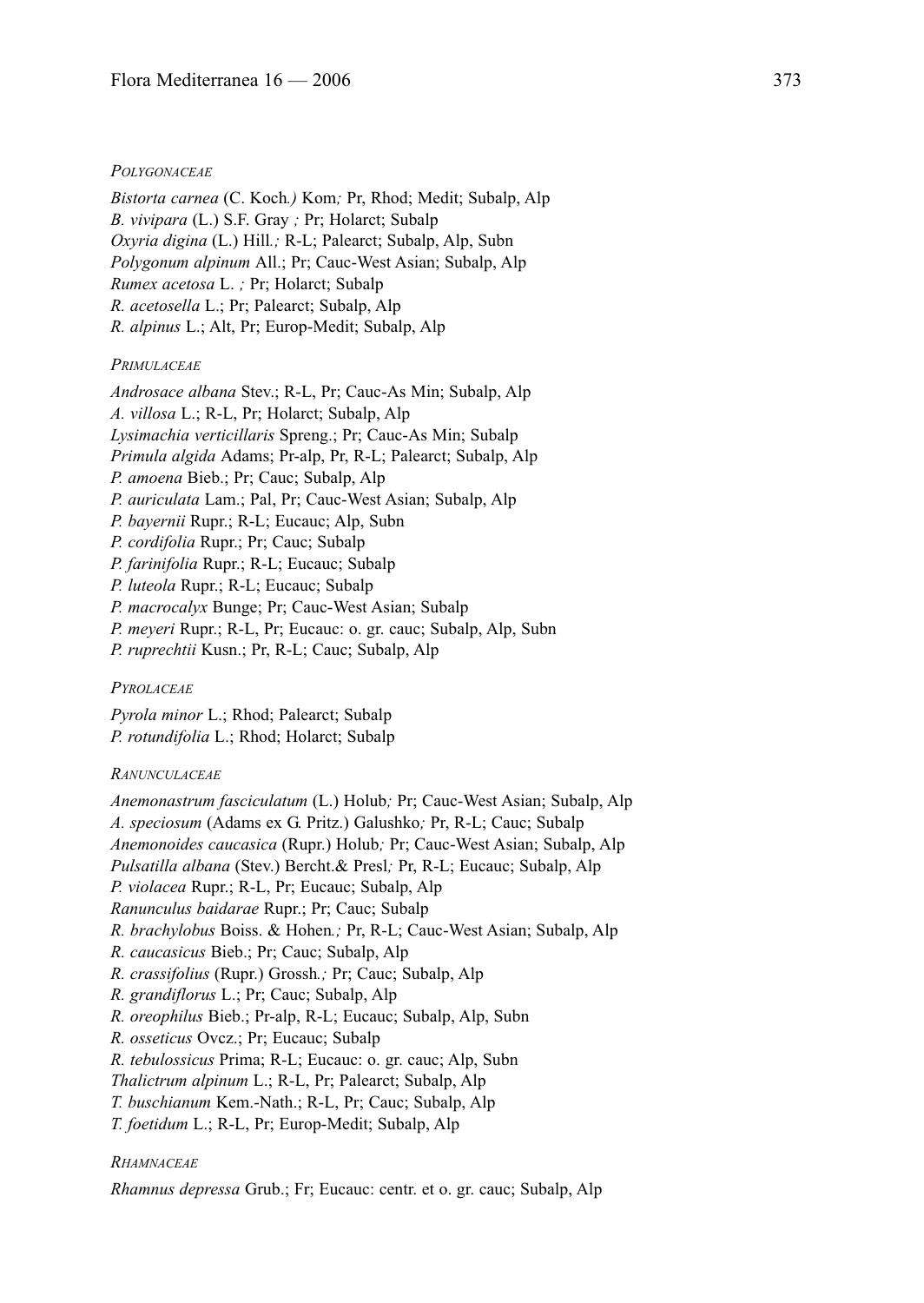*Polygonaceae*

*Bistorta carnea* (C. Koch.) Kom; Pr, Rhod; Medit; Subalp, Alp
*B. vivipara* (L.) S.F. Gray ; Pr; Holarct; Subalp
*Oxyria digina* (L.) Hill.; R-L; Palearct; Subalp, Alp, Subn
*Polygonum alpinum* All.; Pr; Cauc-West Asian; Subalp, Alp
*Rumex acetosa* L. ; Pr; Holarct; Subalp
*R. acetosella* L.; Pr; Palearct; Subalp, Alp
*R. alpinus* L.; Alt, Pr; Europ-Medit; Subalp, Alp

*Primulaceae*

*Androsace albana* Stev.; R-L, Pr; Cauc-As Min; Subalp, Alp
*A. villosa* L.; R-L, Pr; Holarct; Subalp, Alp
*Lysimachia verticillaris* Spreng.; Pr; Cauc-As Min; Subalp
*Primula algida* Adams; Pr-alp, Pr, R-L; Palearct; Subalp, Alp
*P. amoena* Bieb.; Pr; Cauc; Subalp, Alp
*P. auriculata* Lam.; Pal, Pr; Cauc-West Asian; Subalp, Alp
*P. bayernii* Rupr.; R-L; Eucauc; Alp, Subn
*P. cordifolia* Rupr.; Pr; Cauc; Subalp
*P. farinifolia* Rupr.; R-L; Eucauc; Subalp
*P. luteola* Rupr.; R-L; Eucauc; Subalp
*P. macrocalyx* Bunge; Pr; Cauc-West Asian; Subalp
*P. meyeri* Rupr.; R-L, Pr; Eucauc: o. gr. cauc; Subalp, Alp, Subn
*P. ruprechtii* Kusn.; Pr, R-L; Cauc; Subalp, Alp

*Pyrolaceae*

*Pyrola minor* L.; Rhod; Palearct; Subalp
*P. rotundifolia* L.; Rhod; Holarct; Subalp

*Ranunculaceae*

*Anemonastrum fasciculatum* (L.) Holub; Pr; Cauc-West Asian; Subalp, Alp
*A. speciosum* (Adams ex G. Pritz.) Galushko; Pr, R-L; Cauc; Subalp
*Anemonoides caucasica* (Rupr.) Holub; Pr; Cauc-West Asian; Subalp, Alp
*Pulsatilla albana* (Stev.) Bercht.& Presl; Pr, R-L; Eucauc; Subalp, Alp
*P. violacea* Rupr.; R-L, Pr; Eucauc; Subalp, Alp
*Ranunculus baidarae* Rupr.; Pr; Cauc; Subalp
*R. brachylobus* Boiss. & Hohen.; Pr, R-L; Cauc-West Asian; Subalp, Alp
*R. caucasicus* Bieb.; Pr; Cauc; Subalp, Alp
*R. crassifolius* (Rupr.) Grossh.; Pr; Cauc; Subalp, Alp
*R. grandiflorus* L.; Pr; Cauc; Subalp, Alp
*R. oreophilus* Bieb.; Pr-alp, R-L; Eucauc; Subalp, Alp, Subn
*R. osseticus* Ovcz.; Pr; Eucauc; Subalp
*R. tebulossicus* Prima; R-L; Eucauc: o. gr. cauc; Alp, Subn
*Thalictrum alpinum* L.; R-L, Pr; Palearct; Subalp, Alp
*T. buschianum* Kem.-Nath.; R-L, Pr; Cauc; Subalp, Alp
*T. foetidum* L.; R-L, Pr; Europ-Medit; Subalp, Alp

*Rhamnaceae*

*Rhamnus depressa* Grub.; Fr; Eucauc: centr. et o. gr. cauc; Subalp, Alp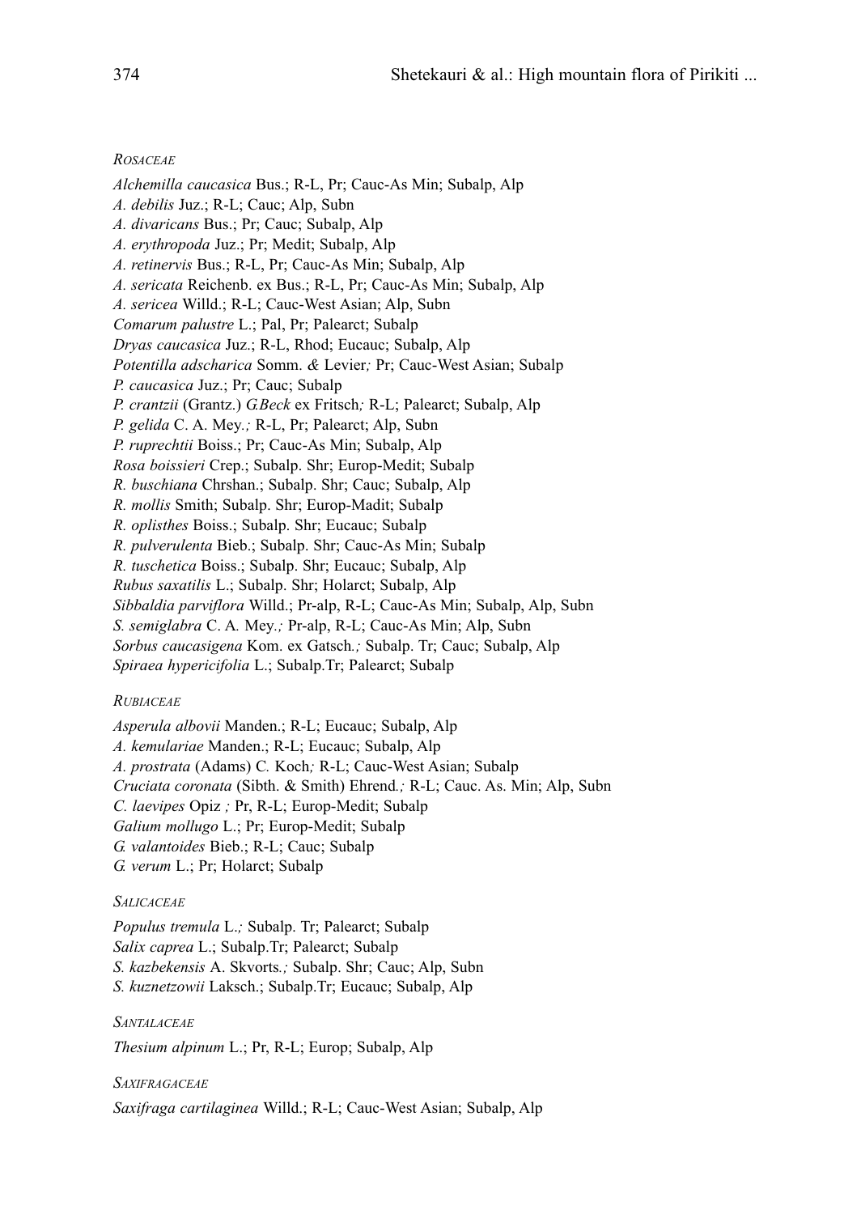### ROSACEAE

*Alchemilla caucasica* Bus.; R-L, Pr; Cauc-As Min; Subalp, Alp
*A. debilis* Juz.; R-L; Cauc; Alp, Subn
*A. divaricans* Bus.; Pr; Cauc; Subalp, Alp
*A. erythropoda* Juz.; Pr; Medit; Subalp, Alp
*A. retinervis* Bus.; R-L, Pr; Cauc-As Min; Subalp, Alp
*A. sericata* Reichenb. ex Bus.; R-L, Pr; Cauc-As Min; Subalp, Alp
*A. sericea* Willd.; R-L; Cauc-West Asian; Alp, Subn
*Comarum palustre* L.; Pal, Pr; Palearct; Subalp
*Dryas caucasica* Juz.; R-L, Rhod; Eucauc; Subalp, Alp
*Potentilla adscharica* Somm. & Levier; Pr; Cauc-West Asian; Subalp
*P. caucasica* Juz.; Pr; Cauc; Subalp
*P. crantzii* (Grantz.) *G.Beck* ex Fritsch; R-L; Palearct; Subalp, Alp
*P. gelida* C. A. Mey.; R-L, Pr; Palearct; Alp, Subn
*P. ruprechtii* Boiss.; Pr; Cauc-As Min; Subalp, Alp
*Rosa boissieri* Crep.; Subalp. Shr; Europ-Medit; Subalp
*R. buschiana* Chrshan.; Subalp. Shr; Cauc; Subalp, Alp
*R. mollis* Smith; Subalp. Shr; Europ-Madit; Subalp
*R. oplisthes* Boiss.; Subalp. Shr; Eucauc; Subalp
*R. pulverulenta* Bieb.; Subalp. Shr; Cauc-As Min; Subalp
*R. tuschetica* Boiss.; Subalp. Shr; Eucauc; Subalp, Alp
*Rubus saxatilis* L.; Subalp. Shr; Holarct; Subalp, Alp
*Sibbaldia parviflora* Willd.; Pr-alp, R-L; Cauc-As Min; Subalp, Alp, Subn
*S. semiglabra* C. A. Mey.; Pr-alp, R-L; Cauc-As Min; Alp, Subn
*Sorbus caucasigena* Kom. ex Gatsch.; Subalp. Tr; Cauc; Subalp, Alp
*Spiraea hypericifolia* L.; Subalp.Tr; Palearct; Subalp

### RUBIACEAE

*Asperula albovii* Manden.; R-L; Eucauc; Subalp, Alp
*A. kemulariae* Manden.; R-L; Eucauc; Subalp, Alp
*A. prostrata* (Adams) C. Koch; R-L; Cauc-West Asian; Subalp
*Cruciata coronata* (Sibth. & Smith) Ehrend.; R-L; Cauc. As. Min; Alp, Subn
*C. laevipes* Opiz ; Pr, R-L; Europ-Medit; Subalp
*Galium mollugo* L.; Pr; Europ-Medit; Subalp
*G. valantoides* Bieb.; R-L; Cauc; Subalp
*G. verum* L.; Pr; Holarct; Subalp

### SALICACEAE

*Populus tremula* L.; Subalp. Tr; Palearct; Subalp
*Salix caprea* L.; Subalp.Tr; Palearct; Subalp
*S. kazbekensis* A. Skvorts.; Subalp. Shr; Cauc; Alp, Subn
*S. kuznetzowii* Laksch.; Subalp.Tr; Eucauc; Subalp, Alp

### SANTALACEAE

*Thesium alpinum* L.; Pr, R-L; Europ; Subalp, Alp

### SAXIFRAGACEAE

*Saxifraga cartilaginea* Willd.; R-L; Cauc-West Asian; Subalp, Alp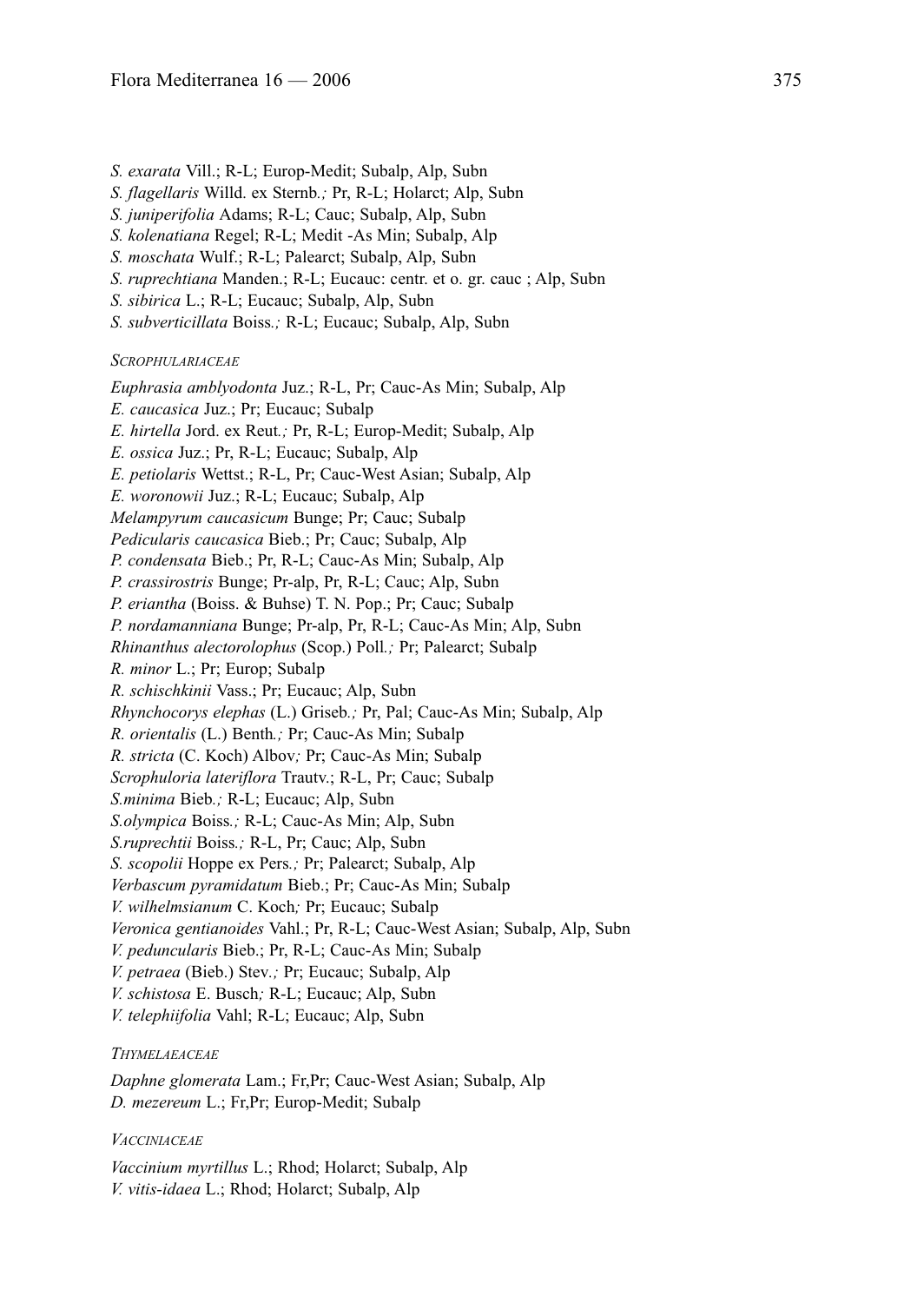*S. exarata* Vill.; R-L; Europ-Medit; Subalp, Alp, Subn
*S. flagellaris* Willd. ex Sternb.; Pr, R-L; Holarct; Alp, Subn
*S. juniperifolia* Adams; R-L; Cauc; Subalp, Alp, Subn
*S. kolenatiana* Regel; R-L; Medit -As Min; Subalp, Alp
*S. moschata* Wulf.; R-L; Palearct; Subalp, Alp, Subn
*S. ruprechtiana* Manden.; R-L; Eucauc: centr. et o. gr. cauc ; Alp, Subn
*S. sibirica* L.; R-L; Eucauc; Subalp, Alp, Subn
*S. subverticillata* Boiss.; R-L; Eucauc; Subalp, Alp, Subn

*SCROPHULARIACEAE*

*Euphrasia amblyodonta* Juz.; R-L, Pr; Cauc-As Min; Subalp, Alp
*E. caucasica* Juz.; Pr; Eucauc; Subalp
*E. hirtella* Jord. ex Reut.; Pr, R-L; Europ-Medit; Subalp, Alp
*E. ossica* Juz.; Pr, R-L; Eucauc; Subalp, Alp
*E. petiolaris* Wettst.; R-L, Pr; Cauc-West Asian; Subalp, Alp
*E. woronowii* Juz.; R-L; Eucauc; Subalp, Alp
*Melampyrum caucasicum* Bunge; Pr; Cauc; Subalp
*Pedicularis caucasica* Bieb.; Pr; Cauc; Subalp, Alp
*P. condensata* Bieb.; Pr, R-L; Cauc-As Min; Subalp, Alp
*P. crassirostris* Bunge; Pr-alp, Pr, R-L; Cauc; Alp, Subn
*P. eriantha* (Boiss. & Buhse) T. N. Pop.; Pr; Cauc; Subalp
*P. nordamanniana* Bunge; Pr-alp, Pr, R-L; Cauc-As Min; Alp, Subn
*Rhinanthus alectorolophus* (Scop.) Poll.; Pr; Palearct; Subalp
*R. minor* L.; Pr; Europ; Subalp
*R. schischkinii* Vass.; Pr; Eucauc; Alp, Subn
*Rhynchocorys elephas* (L.) Griseb.; Pr, Pal; Cauc-As Min; Subalp, Alp
*R. orientalis* (L.) Benth.; Pr; Cauc-As Min; Subalp
*R. stricta* (C. Koch) Albov; Pr; Cauc-As Min; Subalp
*Scrophuloria lateriflora* Trautv.; R-L, Pr; Cauc; Subalp
*S.minima* Bieb.; R-L; Eucauc; Alp, Subn
*S.olympica* Boiss.; R-L; Cauc-As Min; Alp, Subn
*S.ruprechtii* Boiss.; R-L, Pr; Cauc; Alp, Subn
*S. scopolii* Hoppe ex Pers.; Pr; Palearct; Subalp, Alp
*Verbascum pyramidatum* Bieb.; Pr; Cauc-As Min; Subalp
*V. wilhelmsianum* C. Koch; Pr; Eucauc; Subalp
*Veronica gentianoides* Vahl.; Pr, R-L; Cauc-West Asian; Subalp, Alp, Subn
*V. peduncularis* Bieb.; Pr, R-L; Cauc-As Min; Subalp
*V. petraea* (Bieb.) Stev.; Pr; Eucauc; Subalp, Alp
*V. schistosa* E. Busch; R-L; Eucauc; Alp, Subn
*V. telephiifolia* Vahl; R-L; Eucauc; Alp, Subn

*THYMELAEACEAE*

*Daphne glomerata* Lam.; Fr,Pr; Cauc-West Asian; Subalp, Alp
*D. mezereum* L.; Fr,Pr; Europ-Medit; Subalp

*VACCINIACEAE*

*Vaccinium myrtillus* L.; Rhod; Holarct; Subalp, Alp
*V. vitis-idaea* L.; Rhod; Holarct; Subalp, Alp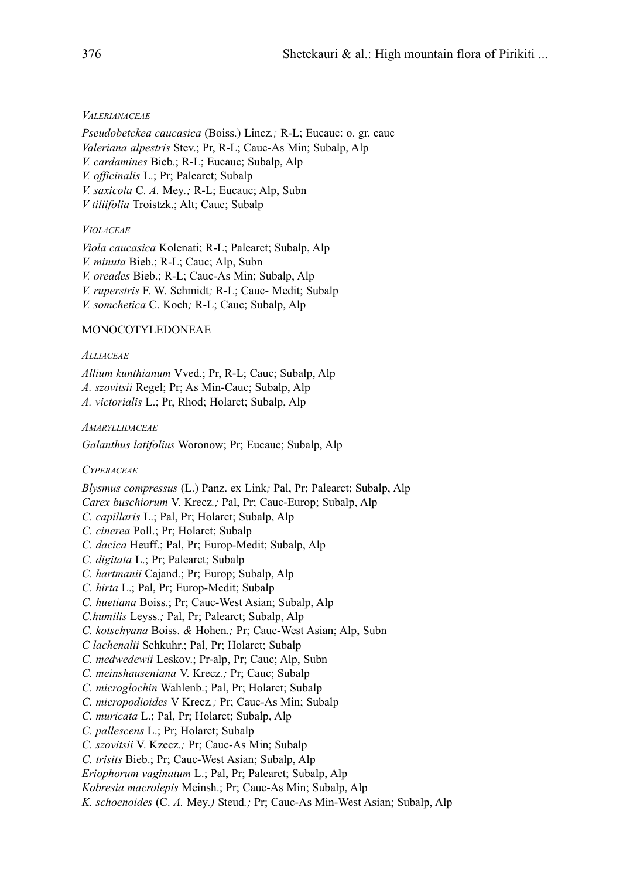*Valerianaceae*

*Pseudobetckea caucasica* (Boiss.) Lincz*.;* R-L; Eucauc: o. gr. cauc
*Valeriana alpestris* Stev.; Pr, R-L; Cauc-As Min; Subalp, Alp
*V. cardamines* Bieb.; R-L; Eucauc; Subalp, Alp
*V. officinalis* L.; Pr; Palearct; Subalp
*V. saxicola* C. *A.* Mey*.;* R-L; Eucauc; Alp, Subn
*V tiliifolia* Troistzk.; Alt; Cauc; Subalp

*Violaceae*

*Viola caucasica* Kolenati; R-L; Palearct; Subalp, Alp
*V. minuta* Bieb.; R-L; Cauc; Alp, Subn
*V. oreades* Bieb.; R-L; Cauc-As Min; Subalp, Alp
*V. ruperstris* F. W. Schmidt*;* R-L; Cauc- Medit; Subalp
*V. somchetica* C. Koch*;* R-L; Cauc; Subalp, Alp

MONOCOTYLEDONEAE

*Alliaceae*

*Allium kunthianum* Vved.; Pr, R-L; Cauc; Subalp, Alp
*A. szovitsii* Regel; Pr; As Min-Cauc; Subalp, Alp
*A. victorialis* L.; Pr, Rhod; Holarct; Subalp, Alp

*Amaryllidaceae*

*Galanthus latifolius* Woronow; Pr; Eucauc; Subalp, Alp

*Cyperaceae*

*Blysmus compressus* (L.) Panz. ex Link*;* Pal, Pr; Palearct; Subalp, Alp
*Carex buschiorum* V. Krecz*.;* Pal, Pr; Cauc-Europ; Subalp, Alp
*C. capillaris* L.; Pal, Pr; Holarct; Subalp, Alp
*C. cinerea* Poll.; Pr; Holarct; Subalp
*C. dacica* Heuff.; Pal, Pr; Europ-Medit; Subalp, Alp
*C. digitata* L.; Pr; Palearct; Subalp
*C. hartmanii* Cajand.; Pr; Europ; Subalp, Alp
*C. hirta* L.; Pal, Pr; Europ-Medit; Subalp
*C. huetiana* Boiss.; Pr; Cauc-West Asian; Subalp, Alp
*C.humilis* Leyss*.;* Pal, Pr; Palearct; Subalp, Alp
*C. kotschyana* Boiss. *&* Hohen*.;* Pr; Cauc-West Asian; Alp, Subn
*C lachenalii* Schkuhr.; Pal, Pr; Holarct; Subalp
*C. medwedewii* Leskov.; Pr-alp, Pr; Cauc; Alp, Subn
*C. meinshauseniana* V. Krecz*.;* Pr; Cauc; Subalp
*C. microglochin* Wahlenb.; Pal, Pr; Holarct; Subalp
*C. micropodioides* V Krecz*.;* Pr; Cauc-As Min; Subalp
*C. muricata* L.; Pal, Pr; Holarct; Subalp, Alp
*C. pallescens* L.; Pr; Holarct; Subalp
*C. szovitsii* V. Kzecz*.;* Pr; Cauc-As Min; Subalp
*C. trisits* Bieb.; Pr; Cauc-West Asian; Subalp, Alp
*Eriophorum vaginatum* L.; Pal, Pr; Palearct; Subalp, Alp
*Kobresia macrolepis* Meinsh.; Pr; Cauc-As Min; Subalp, Alp
*K. schoenoides* (C. *A.* Mey*.)* Steud*.;* Pr; Cauc-As Min-West Asian; Subalp, Alp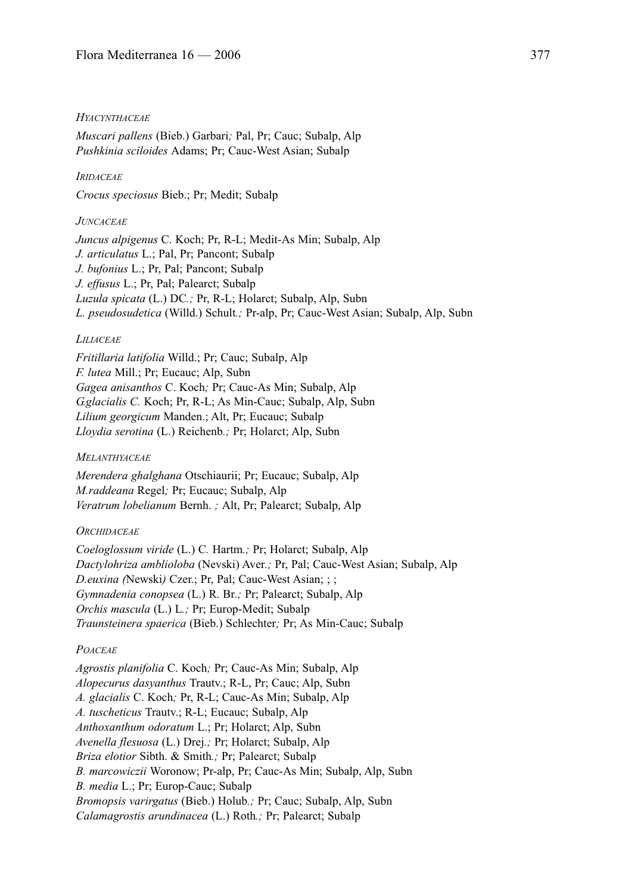*Hyacynthaceae*

*Muscari pallens* (Bieb.) Garbari; Pal, Pr; Cauc; Subalp, Alp
*Pushkinia sciloides* Adams; Pr; Cauc-West Asian; Subalp

*Iridaceae*

*Crocus speciosus* Bieb.; Pr; Medit; Subalp

*Juncaceae*

*Juncus alpigenus* C. Koch; Pr, R-L; Medit-As Min; Subalp, Alp
*J. articulatus* L.; Pal, Pr; Pancont; Subalp
*J. bufonius* L.; Pr, Pal; Pancont; Subalp
*J. effusus* L.; Pr, Pal; Palearct; Subalp
*Luzula spicata* (L.) DC.; Pr, R-L; Holarct; Subalp, Alp, Subn
*L. pseudosudetica* (Willd.) Schult.; Pr-alp, Pr; Cauc-West Asian; Subalp, Alp, Subn

*Liliaceae*

*Fritillaria latifolia* Willd.; Pr; Cauc; Subalp, Alp
*F. lutea* Mill.; Pr; Eucauc; Alp, Subn
*Gagea anisanthos* C. Koch; Pr; Cauc-As Min; Subalp, Alp
*G.glacialis C.* Koch; Pr, R-L; As Min-Cauc; Subalp, Alp, Subn
*Lilium georgicum* Manden.; Alt, Pr; Eucauc; Subalp
*Lloydia serotina* (L.) Reichenb.; Pr; Holarct; Alp, Subn

*Melanthyaceae*

*Merendera ghalghana* Otschiaurii; Pr; Eucauc; Subalp, Alp
*M.raddeana* Regel; Pr; Eucauc; Subalp, Alp
*Veratrum lobelianum* Bernh. ; Alt, Pr; Palearct; Subalp, Alp

*Orchidaceae*

*Coeloglossum viride* (L.) C. Hartm.; Pr; Holarct; Subalp, Alp
*Dactylohriza amblioloba* (Nevski) Aver.; Pr, Pal; Cauc-West Asian; Subalp, Alp
*D.euxina (*Newski*)* Czer.; Pr, Pal; Cauc-West Asian; ; ;
*Gymnadenia conopsea* (L.) R. Br.; Pr; Palearct; Subalp, Alp
*Orchis mascula* (L.) L.; Pr; Europ-Medit; Subalp
*Traunsteinera spaerica* (Bieb.) Schlechter; Pr; As Min-Cauc; Subalp

*Poaceae*

*Agrostis planifolia* C. Koch; Pr; Cauc-As Min; Subalp, Alp
*Alopecurus dasyanthus* Trautv.; R-L, Pr; Cauc; Alp, Subn
*A. glacialis* C. Koch; Pr, R-L; Cauc-As Min; Subalp, Alp
*A. tuscheticus* Trautv.; R-L; Eucauc; Subalp, Alp
*Anthoxanthum odoratum* L.; Pr; Holarct; Alp, Subn
*Avenella flesuosa* (L.) Drej.; Pr; Holarct; Subalp, Alp
*Briza elotior* Sibth. & Smith.; Pr; Palearct; Subalp
*B. marcowiczii* Woronow; Pr-alp, Pr; Cauc-As Min; Subalp, Alp, Subn
*B. media* L.; Pr; Europ-Cauc; Subalp
*Bromopsis varirgatus* (Bieb.) Holub.; Pr; Cauc; Subalp, Alp, Subn
*Calamagrostis arundinacea* (L.) Roth.; Pr; Palearct; Subalp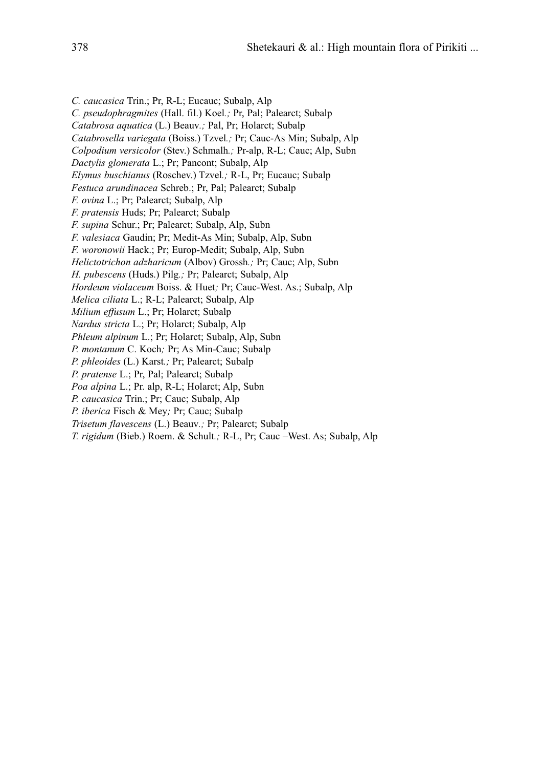*C. caucasica* Trin.; Pr, R-L; Eucauc; Subalp, Alp  
*C. pseudophragmites* (Hall. fil.) Koel*.;* Pr, Pal; Palearct; Subalp  
*Catabrosa aquatica* (L.) Beauv*.;* Pal, Pr; Holarct; Subalp  
*Catabrosella variegata* (Boiss.) Tzvel*.;* Pr; Cauc-As Min; Subalp, Alp  
*Colpodium versicolor* (Stev.) Schmalh*.;* Pr-alp, R-L; Cauc; Alp, Subn  
*Dactylis glomerata* L.; Pr; Pancont; Subalp, Alp  
*Elymus buschianus* (Roschev.) Tzvel*.;* R-L, Pr; Eucauc; Subalp  
*Festuca arundinacea* Schreb.; Pr, Pal; Palearct; Subalp  
*F. ovina* L.; Pr; Palearct; Subalp, Alp  
*F. pratensis* Huds; Pr; Palearct; Subalp  
*F. supina* Schur.; Pr; Palearct; Subalp, Alp, Subn  
*F. valesiaca* Gaudin; Pr; Medit-As Min; Subalp, Alp, Subn  
*F. woronowii* Hack.; Pr; Europ-Medit; Subalp, Alp, Subn  
*Helictotrichon adzharicum* (Albov) Grossh*.;* Pr; Cauc; Alp, Subn  
*H. pubescens* (Huds.) Pilg*.;* Pr; Palearct; Subalp, Alp  
*Hordeum violaceum* Boiss. & Huet*;* Pr; Cauc-West. As.; Subalp, Alp  
*Melica ciliata* L.; R-L; Palearct; Subalp, Alp  
*Milium effusum* L.; Pr; Holarct; Subalp  
*Nardus stricta* L.; Pr; Holarct; Subalp, Alp  
*Phleum alpinum* L.; Pr; Holarct; Subalp, Alp, Subn  
*P. montanum* C. Koch*;* Pr; As Min-Cauc; Subalp  
*P. phleoides* (L.) Karst*.;* Pr; Palearct; Subalp  
*P. pratense* L.; Pr, Pal; Palearct; Subalp  
*Poa alpina* L.; Pr. alp, R-L; Holarct; Alp, Subn  
*P. caucasica* Trin.; Pr; Cauc; Subalp, Alp  
*P. iberica* Fisch & Mey*;* Pr; Cauc; Subalp  
*Trisetum flavescens* (L.) Beauv*.;* Pr; Palearct; Subalp  
*T. rigidum* (Bieb.) Roem. & Schult*.;* R-L, Pr; Cauc –West. As; Subalp, Alp